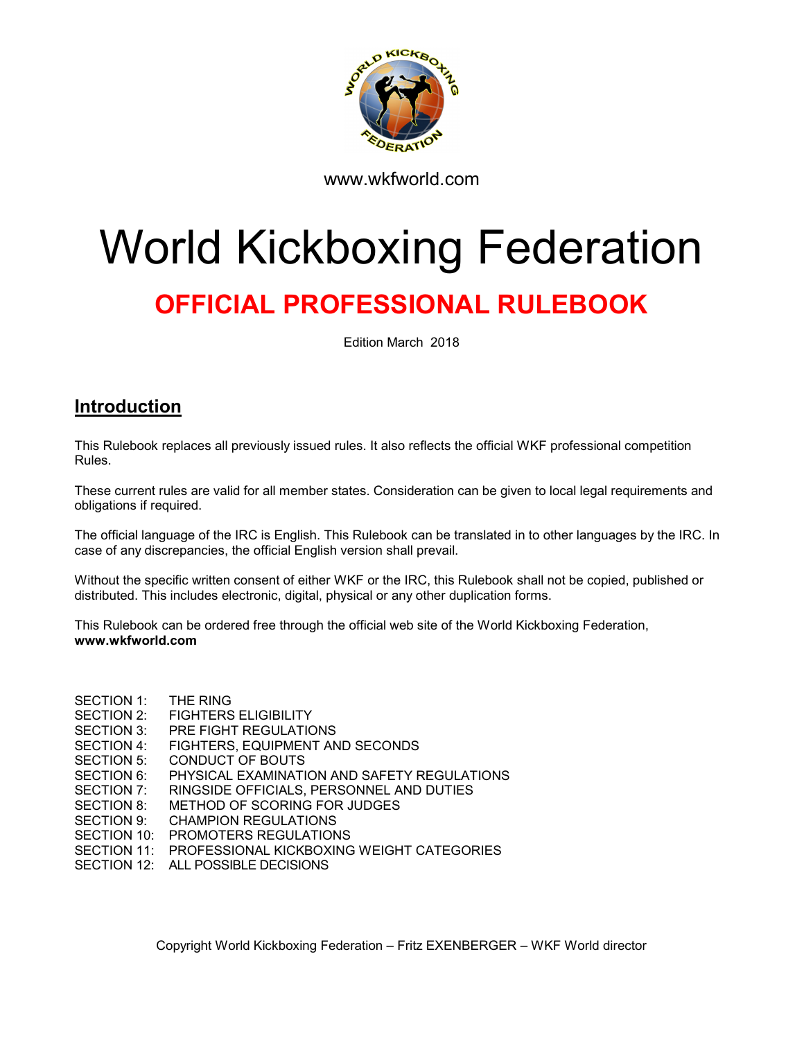www.wkfworld.com

# World Kickboxing Federation

## OFFICIAL PROFESSIONAL RULEBOOK

Edition March 2018

## Introduction

This Rulebook replaces all previously issued rules. It also reflects the official WKF professional competition Rules.

These current rules are valid for all member states. Consideration can be given to local legal requirements and obligations if required.

The official language of the IRC is English. This Rulebook can be translated in to other languages by the IRC. In case of any discrepancies, the official English version shall prevail.

Without the specific written consent of either WKF or the IRC, this Rulebook shall not be copied, published or distributed. This includes electronic, digital, physical or any other duplication forms.

This Rulebook can be ordered free through the official web site of the World Kickboxing Federation, **www.wkfworld.com**

SECTION 1: THE RING
SECTION 2: FIGHTERS ELIGIBILITY
SECTION 3: PRE FIGHT REGULATIONS
SECTION 4: FIGHTERS, EQUIPMENT AND SECONDS
SECTION 5: CONDUCT OF BOUTS
SECTION 6: PHYSICAL EXAMINATION AND SAFETY REGULATIONS
SECTION 7: RINGSIDE OFFICIALS, PERSONNEL AND DUTIES
SECTION 8: METHOD OF SCORING FOR JUDGES
SECTION 9: CHAMPION REGULATIONS
SECTION 10: PROMOTERS REGULATIONS
SECTION 11: PROFESSIONAL KICKBOXING WEIGHT CATEGORIES
SECTION 12: ALL POSSIBLE DECISIONS

Copyright World Kickboxing Federation – Fritz EXENBERGER – WKF World director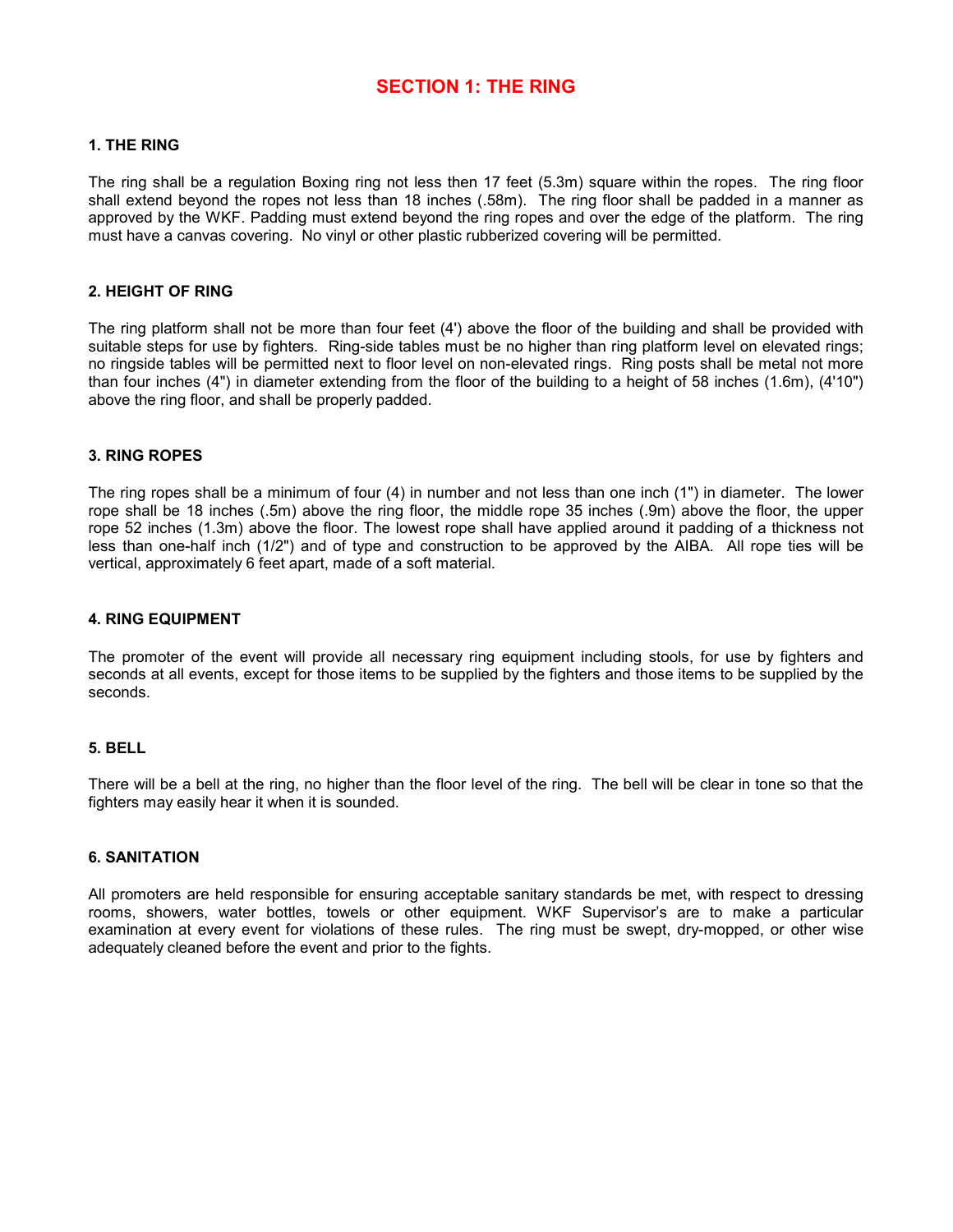# SECTION 1: THE RING

### 1. THE RING

The ring shall be a regulation Boxing ring not less then 17 feet (5.3m) square within the ropes. The ring floor shall extend beyond the ropes not less than 18 inches (.58m). The ring floor shall be padded in a manner as approved by the WKF. Padding must extend beyond the ring ropes and over the edge of the platform. The ring must have a canvas covering. No vinyl or other plastic rubberized covering will be permitted.

### 2. HEIGHT OF RING

The ring platform shall not be more than four feet (4') above the floor of the building and shall be provided with suitable steps for use by fighters. Ring-side tables must be no higher than ring platform level on elevated rings; no ringside tables will be permitted next to floor level on non-elevated rings. Ring posts shall be metal not more than four inches (4") in diameter extending from the floor of the building to a height of 58 inches (1.6m), (4'10") above the ring floor, and shall be properly padded.

### 3. RING ROPES

The ring ropes shall be a minimum of four (4) in number and not less than one inch (1") in diameter. The lower rope shall be 18 inches (.5m) above the ring floor, the middle rope 35 inches (.9m) above the floor, the upper rope 52 inches (1.3m) above the floor. The lowest rope shall have applied around it padding of a thickness not less than one-half inch (1/2") and of type and construction to be approved by the AIBA. All rope ties will be vertical, approximately 6 feet apart, made of a soft material.

### 4. RING EQUIPMENT

The promoter of the event will provide all necessary ring equipment including stools, for use by fighters and seconds at all events, except for those items to be supplied by the fighters and those items to be supplied by the seconds.

### 5. BELL

There will be a bell at the ring, no higher than the floor level of the ring. The bell will be clear in tone so that the fighters may easily hear it when it is sounded.

### 6. SANITATION

All promoters are held responsible for ensuring acceptable sanitary standards be met, with respect to dressing rooms, showers, water bottles, towels or other equipment. WKF Supervisor's are to make a particular examination at every event for violations of these rules. The ring must be swept, dry-mopped, or other wise adequately cleaned before the event and prior to the fights.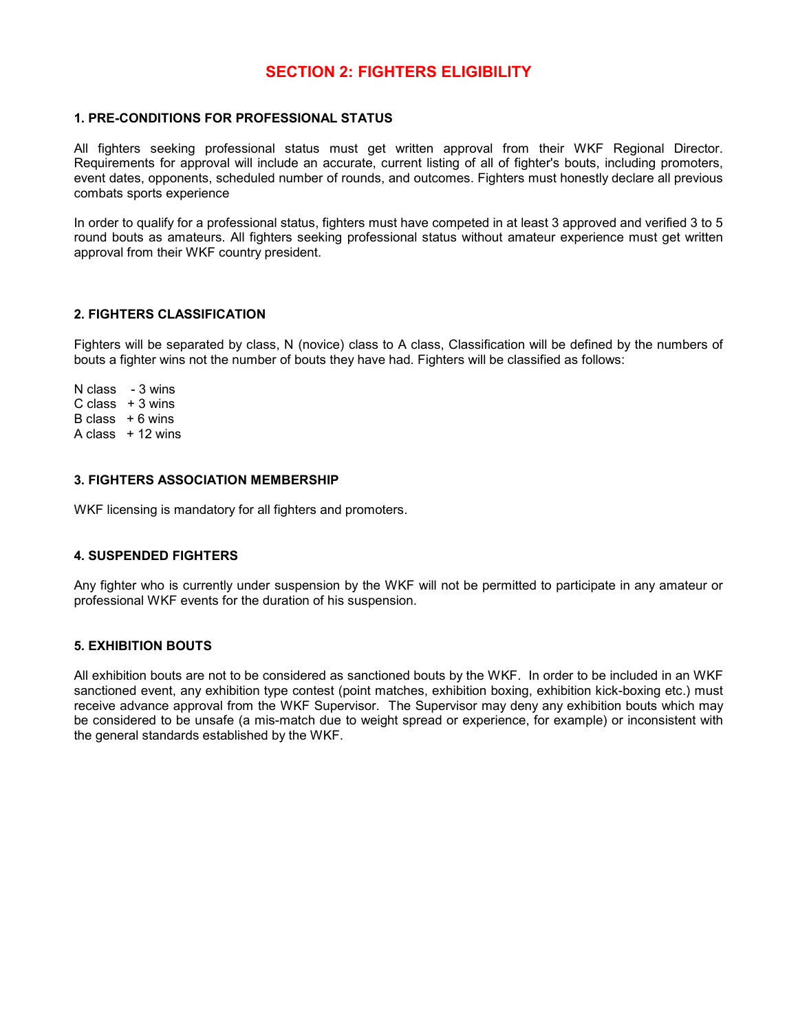# SECTION 2: FIGHTERS ELIGIBILITY

### 1. PRE-CONDITIONS FOR PROFESSIONAL STATUS

All fighters seeking professional status must get written approval from their WKF Regional Director. Requirements for approval will include an accurate, current listing of all of fighter's bouts, including promoters, event dates, opponents, scheduled number of rounds, and outcomes. Fighters must honestly declare all previous combats sports experience

In order to qualify for a professional status, fighters must have competed in at least 3 approved and verified 3 to 5 round bouts as amateurs. All fighters seeking professional status without amateur experience must get written approval from their WKF country president.

### 2. FIGHTERS CLASSIFICATION

Fighters will be separated by class, N (novice) class to A class, Classification will be defined by the numbers of bouts a fighter wins not the number of bouts they have had. Fighters will be classified as follows:

N class - 3 wins
C class + 3 wins
B class + 6 wins
A class + 12 wins

### 3. FIGHTERS ASSOCIATION MEMBERSHIP

WKF licensing is mandatory for all fighters and promoters.

### 4. SUSPENDED FIGHTERS

Any fighter who is currently under suspension by the WKF will not be permitted to participate in any amateur or professional WKF events for the duration of his suspension.

### 5. EXHIBITION BOUTS

All exhibition bouts are not to be considered as sanctioned bouts by the WKF. In order to be included in an WKF sanctioned event, any exhibition type contest (point matches, exhibition boxing, exhibition kick-boxing etc.) must receive advance approval from the WKF Supervisor. The Supervisor may deny any exhibition bouts which may be considered to be unsafe (a mis-match due to weight spread or experience, for example) or inconsistent with the general standards established by the WKF.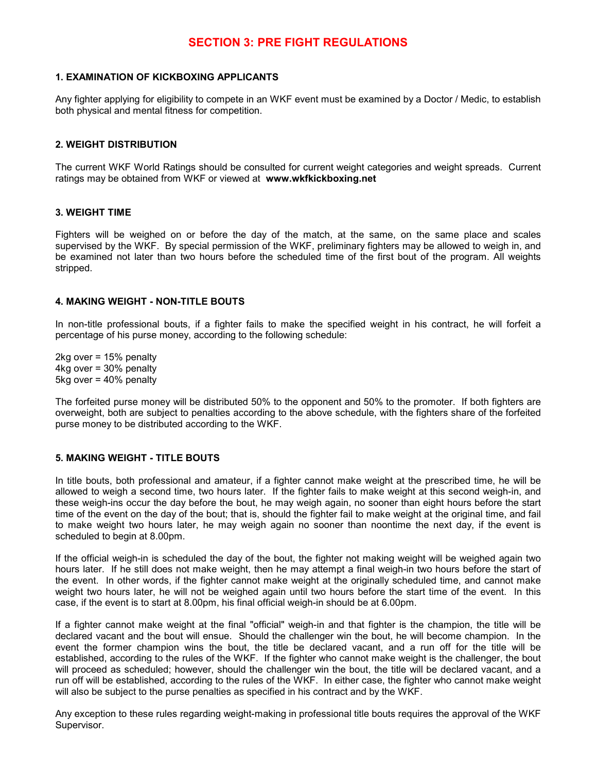# SECTION 3: PRE FIGHT REGULATIONS

### 1. EXAMINATION OF KICKBOXING APPLICANTS

Any fighter applying for eligibility to compete in an WKF event must be examined by a Doctor / Medic, to establish both physical and mental fitness for competition.

### 2. WEIGHT DISTRIBUTION

The current WKF World Ratings should be consulted for current weight categories and weight spreads. Current ratings may be obtained from WKF or viewed at **www.wkfkickboxing.net**

### 3. WEIGHT TIME

Fighters will be weighed on or before the day of the match, at the same, on the same place and scales supervised by the WKF. By special permission of the WKF, preliminary fighters may be allowed to weigh in, and be examined not later than two hours before the scheduled time of the first bout of the program. All weights stripped.

### 4. MAKING WEIGHT - NON-TITLE BOUTS

In non-title professional bouts, if a fighter fails to make the specified weight in his contract, he will forfeit a percentage of his purse money, according to the following schedule:

2kg over = 15% penalty
4kg over = 30% penalty
5kg over = 40% penalty

The forfeited purse money will be distributed 50% to the opponent and 50% to the promoter. If both fighters are overweight, both are subject to penalties according to the above schedule, with the fighters share of the forfeited purse money to be distributed according to the WKF.

### 5. MAKING WEIGHT - TITLE BOUTS

In title bouts, both professional and amateur, if a fighter cannot make weight at the prescribed time, he will be allowed to weigh a second time, two hours later. If the fighter fails to make weight at this second weigh-in, and these weigh-ins occur the day before the bout, he may weigh again, no sooner than eight hours before the start time of the event on the day of the bout; that is, should the fighter fail to make weight at the original time, and fail to make weight two hours later, he may weigh again no sooner than noontime the next day, if the event is scheduled to begin at 8.00pm.

If the official weigh-in is scheduled the day of the bout, the fighter not making weight will be weighed again two hours later. If he still does not make weight, then he may attempt a final weigh-in two hours before the start of the event. In other words, if the fighter cannot make weight at the originally scheduled time, and cannot make weight two hours later, he will not be weighed again until two hours before the start time of the event. In this case, if the event is to start at 8.00pm, his final official weigh-in should be at 6.00pm.

If a fighter cannot make weight at the final "official" weigh-in and that fighter is the champion, the title will be declared vacant and the bout will ensue. Should the challenger win the bout, he will become champion. In the event the former champion wins the bout, the title be declared vacant, and a run off for the title will be established, according to the rules of the WKF. If the fighter who cannot make weight is the challenger, the bout will proceed as scheduled; however, should the challenger win the bout, the title will be declared vacant, and a run off will be established, according to the rules of the WKF. In either case, the fighter who cannot make weight will also be subject to the purse penalties as specified in his contract and by the WKF.

Any exception to these rules regarding weight-making in professional title bouts requires the approval of the WKF Supervisor.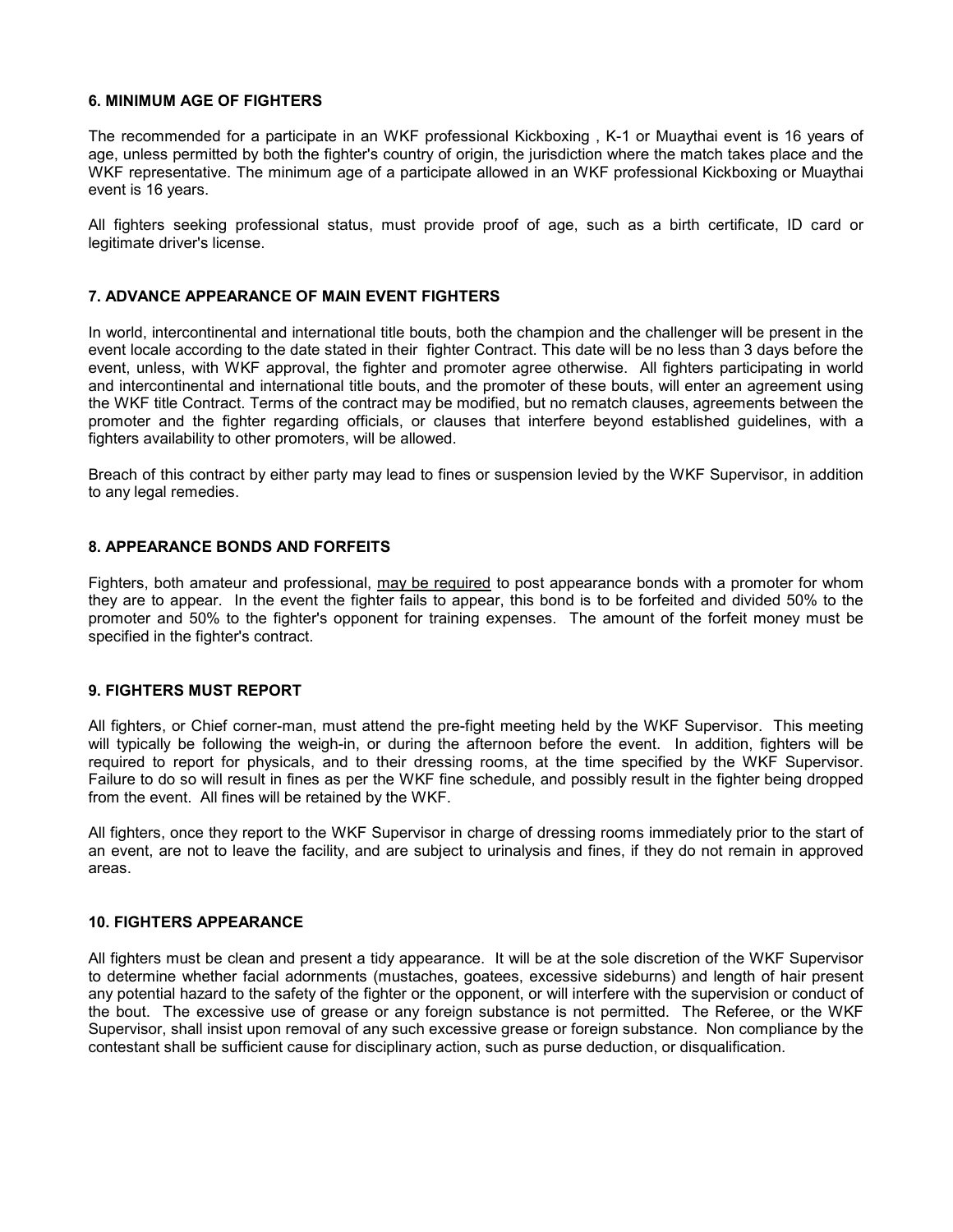### 6. MINIMUM AGE OF FIGHTERS

The recommended for a participate in an WKF professional Kickboxing , K-1 or Muaythai event is 16 years of age, unless permitted by both the fighter's country of origin, the jurisdiction where the match takes place and the WKF representative. The minimum age of a participate allowed in an WKF professional Kickboxing or Muaythai event is 16 years.

All fighters seeking professional status, must provide proof of age, such as a birth certificate, ID card or legitimate driver's license.

### 7. ADVANCE APPEARANCE OF MAIN EVENT FIGHTERS

In world, intercontinental and international title bouts, both the champion and the challenger will be present in the event locale according to the date stated in their fighter Contract. This date will be no less than 3 days before the event, unless, with WKF approval, the fighter and promoter agree otherwise. All fighters participating in world and intercontinental and international title bouts, and the promoter of these bouts, will enter an agreement using the WKF title Contract. Terms of the contract may be modified, but no rematch clauses, agreements between the promoter and the fighter regarding officials, or clauses that interfere beyond established guidelines, with a fighters availability to other promoters, will be allowed.

Breach of this contract by either party may lead to fines or suspension levied by the WKF Supervisor, in addition to any legal remedies.

### 8. APPEARANCE BONDS AND FORFEITS

Fighters, both amateur and professional, <u>may be required</u> to post appearance bonds with a promoter for whom they are to appear. In the event the fighter fails to appear, this bond is to be forfeited and divided 50% to the promoter and 50% to the fighter's opponent for training expenses. The amount of the forfeit money must be specified in the fighter's contract.

### 9. FIGHTERS MUST REPORT

All fighters, or Chief corner-man, must attend the pre-fight meeting held by the WKF Supervisor. This meeting will typically be following the weigh-in, or during the afternoon before the event. In addition, fighters will be required to report for physicals, and to their dressing rooms, at the time specified by the WKF Supervisor. Failure to do so will result in fines as per the WKF fine schedule, and possibly result in the fighter being dropped from the event. All fines will be retained by the WKF.

All fighters, once they report to the WKF Supervisor in charge of dressing rooms immediately prior to the start of an event, are not to leave the facility, and are subject to urinalysis and fines, if they do not remain in approved areas.

### 10. FIGHTERS APPEARANCE

All fighters must be clean and present a tidy appearance. It will be at the sole discretion of the WKF Supervisor to determine whether facial adornments (mustaches, goatees, excessive sideburns) and length of hair present any potential hazard to the safety of the fighter or the opponent, or will interfere with the supervision or conduct of the bout. The excessive use of grease or any foreign substance is not permitted. The Referee, or the WKF Supervisor, shall insist upon removal of any such excessive grease or foreign substance. Non compliance by the contestant shall be sufficient cause for disciplinary action, such as purse deduction, or disqualification.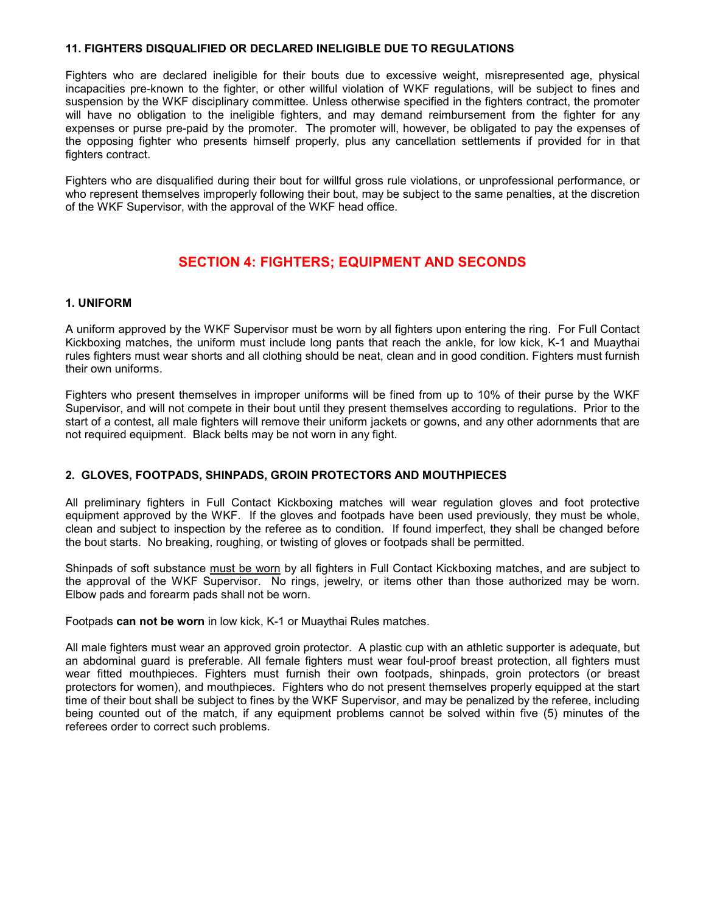**11. FIGHTERS DISQUALIFIED OR DECLARED INELIGIBLE DUE TO REGULATIONS**

Fighters who are declared ineligible for their bouts due to excessive weight, misrepresented age, physical incapacities pre-known to the fighter, or other willful violation of WKF regulations, will be subject to fines and suspension by the WKF disciplinary committee. Unless otherwise specified in the fighters contract, the promoter will have no obligation to the ineligible fighters, and may demand reimbursement from the fighter for any expenses or purse pre-paid by the promoter. The promoter will, however, be obligated to pay the expenses of the opposing fighter who presents himself properly, plus any cancellation settlements if provided for in that fighters contract.

Fighters who are disqualified during their bout for willful gross rule violations, or unprofessional performance, or who represent themselves improperly following their bout, may be subject to the same penalties, at the discretion of the WKF Supervisor, with the approval of the WKF head office.

## SECTION 4: FIGHTERS; EQUIPMENT AND SECONDS

**1. UNIFORM**

A uniform approved by the WKF Supervisor must be worn by all fighters upon entering the ring. For Full Contact Kickboxing matches, the uniform must include long pants that reach the ankle, for low kick, K-1 and Muaythai rules fighters must wear shorts and all clothing should be neat, clean and in good condition. Fighters must furnish their own uniforms.

Fighters who present themselves in improper uniforms will be fined from up to 10% of their purse by the WKF Supervisor, and will not compete in their bout until they present themselves according to regulations. Prior to the start of a contest, all male fighters will remove their uniform jackets or gowns, and any other adornments that are not required equipment. Black belts may be not worn in any fight.

**2. GLOVES, FOOTPADS, SHINPADS, GROIN PROTECTORS AND MOUTHPIECES**

All preliminary fighters in Full Contact Kickboxing matches will wear regulation gloves and foot protective equipment approved by the WKF. If the gloves and footpads have been used previously, they must be whole, clean and subject to inspection by the referee as to condition. If found imperfect, they shall be changed before the bout starts. No breaking, roughing, or twisting of gloves or footpads shall be permitted.

Shinpads of soft substance <u>must be worn</u> by all fighters in Full Contact Kickboxing matches, and are subject to the approval of the WKF Supervisor. No rings, jewelry, or items other than those authorized may be worn. Elbow pads and forearm pads shall not be worn.

Footpads **can not be worn** in low kick, K-1 or Muaythai Rules matches.

All male fighters must wear an approved groin protector. A plastic cup with an athletic supporter is adequate, but an abdominal guard is preferable. All female fighters must wear foul-proof breast protection, all fighters must wear fitted mouthpieces. Fighters must furnish their own footpads, shinpads, groin protectors (or breast protectors for women), and mouthpieces. Fighters who do not present themselves properly equipped at the start time of their bout shall be subject to fines by the WKF Supervisor, and may be penalized by the referee, including being counted out of the match, if any equipment problems cannot be solved within five (5) minutes of the referees order to correct such problems.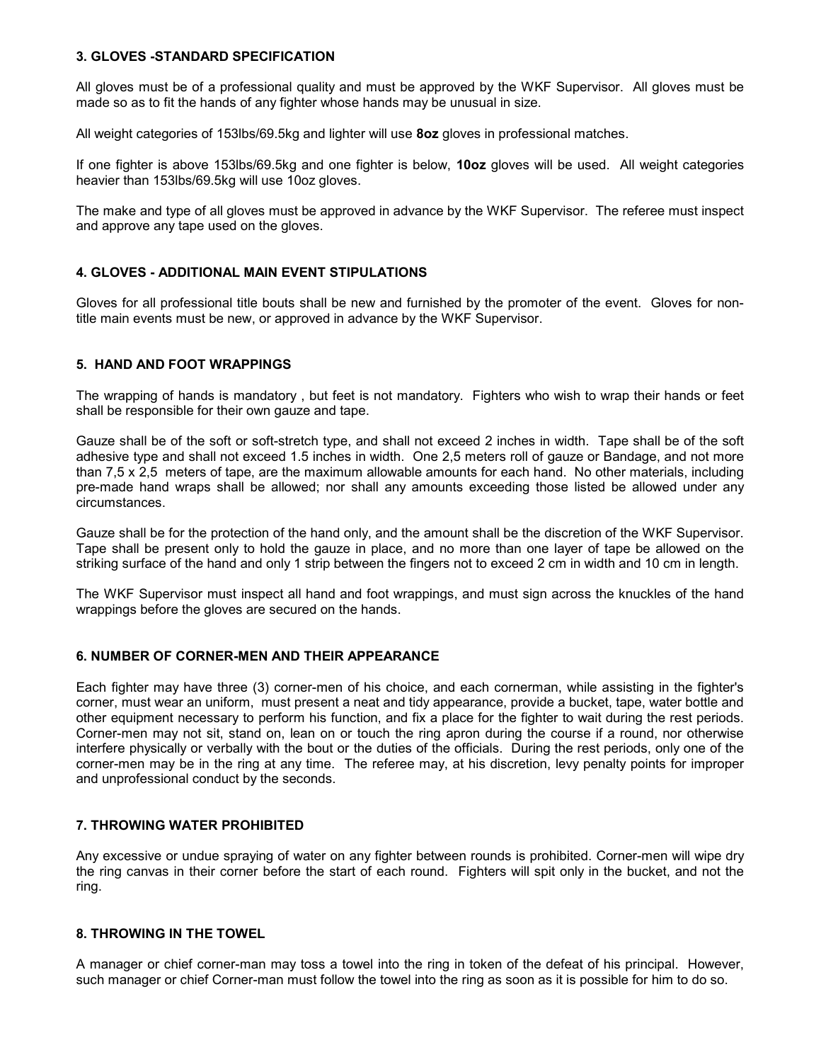### 3. GLOVES -STANDARD SPECIFICATION

All gloves must be of a professional quality and must be approved by the WKF Supervisor. All gloves must be made so as to fit the hands of any fighter whose hands may be unusual in size.

All weight categories of 153lbs/69.5kg and lighter will use **8oz** gloves in professional matches.

If one fighter is above 153lbs/69.5kg and one fighter is below, **10oz** gloves will be used. All weight categories heavier than 153lbs/69.5kg will use 10oz gloves.

The make and type of all gloves must be approved in advance by the WKF Supervisor. The referee must inspect and approve any tape used on the gloves.

### 4. GLOVES - ADDITIONAL MAIN EVENT STIPULATIONS

Gloves for all professional title bouts shall be new and furnished by the promoter of the event. Gloves for non-title main events must be new, or approved in advance by the WKF Supervisor.

### 5. HAND AND FOOT WRAPPINGS

The wrapping of hands is mandatory , but feet is not mandatory. Fighters who wish to wrap their hands or feet shall be responsible for their own gauze and tape.

Gauze shall be of the soft or soft-stretch type, and shall not exceed 2 inches in width. Tape shall be of the soft adhesive type and shall not exceed 1.5 inches in width. One 2,5 meters roll of gauze or Bandage, and not more than 7,5 x 2,5 meters of tape, are the maximum allowable amounts for each hand. No other materials, including pre-made hand wraps shall be allowed; nor shall any amounts exceeding those listed be allowed under any circumstances.

Gauze shall be for the protection of the hand only, and the amount shall be the discretion of the WKF Supervisor. Tape shall be present only to hold the gauze in place, and no more than one layer of tape be allowed on the striking surface of the hand and only 1 strip between the fingers not to exceed 2 cm in width and 10 cm in length.

The WKF Supervisor must inspect all hand and foot wrappings, and must sign across the knuckles of the hand wrappings before the gloves are secured on the hands.

### 6. NUMBER OF CORNER-MEN AND THEIR APPEARANCE

Each fighter may have three (3) corner-men of his choice, and each cornerman, while assisting in the fighter's corner, must wear an uniform, must present a neat and tidy appearance, provide a bucket, tape, water bottle and other equipment necessary to perform his function, and fix a place for the fighter to wait during the rest periods. Corner-men may not sit, stand on, lean on or touch the ring apron during the course if a round, nor otherwise interfere physically or verbally with the bout or the duties of the officials. During the rest periods, only one of the corner-men may be in the ring at any time. The referee may, at his discretion, levy penalty points for improper and unprofessional conduct by the seconds.

### 7. THROWING WATER PROHIBITED

Any excessive or undue spraying of water on any fighter between rounds is prohibited. Corner-men will wipe dry the ring canvas in their corner before the start of each round. Fighters will spit only in the bucket, and not the ring.

### 8. THROWING IN THE TOWEL

A manager or chief corner-man may toss a towel into the ring in token of the defeat of his principal. However, such manager or chief Corner-man must follow the towel into the ring as soon as it is possible for him to do so.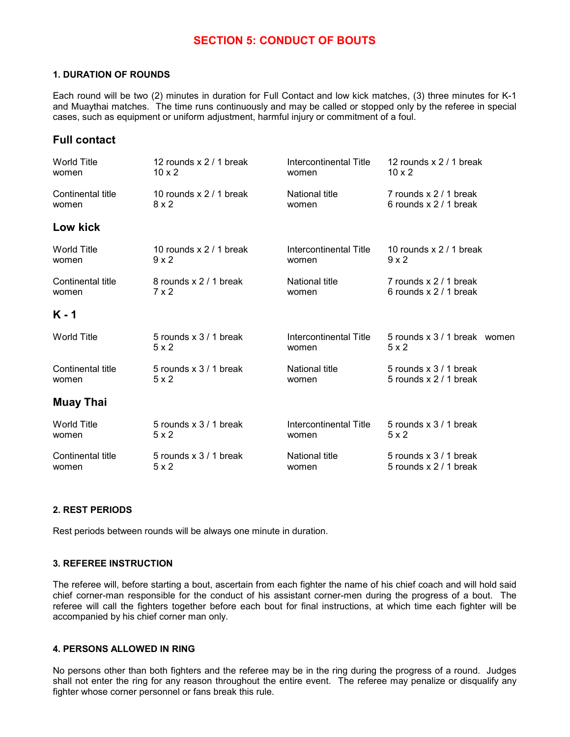# SECTION 5: CONDUCT OF BOUTS

### 1. DURATION OF ROUNDS

Each round will be two (2) minutes in duration for Full Contact and low kick matches, (3) three minutes for K-1 and Muaythai matches. The time runs continuously and may be called or stopped only by the referee in special cases, such as equipment or uniform adjustment, harmful injury or commitment of a foul.

## Full contact

| | | | |
|---|---|---|---|
| World Title | 12 rounds x 2 / 1 break | Intercontinental Title | 12 rounds x 2 / 1 break |
| women | 10 x 2 | women | 10 x 2 |
| Continental title | 10 rounds x 2 / 1 break | National title | 7 rounds x 2 / 1 break |
| women | 8 x 2 | women | 6 rounds x 2 / 1 break |

## Low kick

| | | | |
|---|---|---|---|
| World Title | 10 rounds x 2 / 1 break | Intercontinental Title | 10 rounds x 2 / 1 break |
| women | 9 x 2 | women | 9 x 2 |
| Continental title | 8 rounds x 2 / 1 break | National title | 7 rounds x 2 / 1 break |
| women | 7 x 2 | women | 6 rounds x 2 / 1 break |

## K - 1

| | | | |
|---|---|---|---|
| World Title | 5 rounds x 3 / 1 break | Intercontinental Title | 5 rounds x 3 / 1 break women |
| | 5 x 2 | women | 5 x 2 |
| Continental title | 5 rounds x 3 / 1 break | National title | 5 rounds x 3 / 1 break |
| women | 5 x 2 | women | 5 rounds x 2 / 1 break |

## Muay Thai

| | | | |
|---|---|---|---|
| World Title | 5 rounds x 3 / 1 break | Intercontinental Title | 5 rounds x 3 / 1 break |
| women | 5 x 2 | women | 5 x 2 |
| Continental title | 5 rounds x 3 / 1 break | National title | 5 rounds x 3 / 1 break |
| women | 5 x 2 | women | 5 rounds x 2 / 1 break |

### 2. REST PERIODS

Rest periods between rounds will be always one minute in duration.

### 3. REFEREE INSTRUCTION

The referee will, before starting a bout, ascertain from each fighter the name of his chief coach and will hold said chief corner-man responsible for the conduct of his assistant corner-men during the progress of a bout. The referee will call the fighters together before each bout for final instructions, at which time each fighter will be accompanied by his chief corner man only.

### 4. PERSONS ALLOWED IN RING

No persons other than both fighters and the referee may be in the ring during the progress of a round. Judges shall not enter the ring for any reason throughout the entire event. The referee may penalize or disqualify any fighter whose corner personnel or fans break this rule.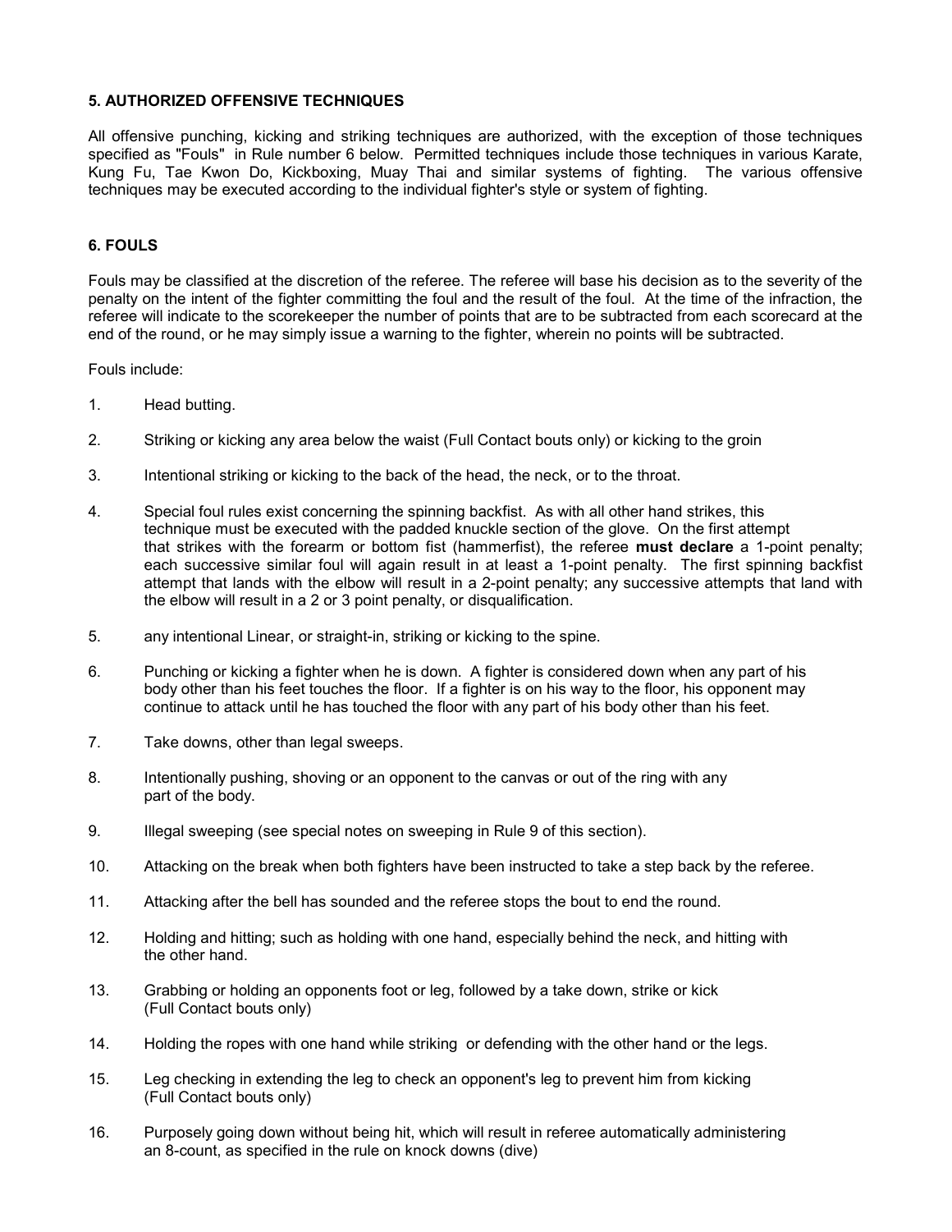### 5. AUTHORIZED OFFENSIVE TECHNIQUES

All offensive punching, kicking and striking techniques are authorized, with the exception of those techniques specified as "Fouls" in Rule number 6 below. Permitted techniques include those techniques in various Karate, Kung Fu, Tae Kwon Do, Kickboxing, Muay Thai and similar systems of fighting. The various offensive techniques may be executed according to the individual fighter's style or system of fighting.

### 6. FOULS

Fouls may be classified at the discretion of the referee. The referee will base his decision as to the severity of the penalty on the intent of the fighter committing the foul and the result of the foul. At the time of the infraction, the referee will indicate to the scorekeeper the number of points that are to be subtracted from each scorecard at the end of the round, or he may simply issue a warning to the fighter, wherein no points will be subtracted.

Fouls include:

1. Head butting.
2. Striking or kicking any area below the waist (Full Contact bouts only) or kicking to the groin
3. Intentional striking or kicking to the back of the head, the neck, or to the throat.
4. Special foul rules exist concerning the spinning backfist. As with all other hand strikes, this technique must be executed with the padded knuckle section of the glove. On the first attempt that strikes with the forearm or bottom fist (hammerfist), the referee **must declare** a 1-point penalty; each successive similar foul will again result in at least a 1-point penalty. The first spinning backfist attempt that lands with the elbow will result in a 2-point penalty; any successive attempts that land with the elbow will result in a 2 or 3 point penalty, or disqualification.
5. any intentional Linear, or straight-in, striking or kicking to the spine.
6. Punching or kicking a fighter when he is down. A fighter is considered down when any part of his body other than his feet touches the floor. If a fighter is on his way to the floor, his opponent may continue to attack until he has touched the floor with any part of his body other than his feet.
7. Take downs, other than legal sweeps.
8. Intentionally pushing, shoving or an opponent to the canvas or out of the ring with any part of the body.
9. Illegal sweeping (see special notes on sweeping in Rule 9 of this section).
10. Attacking on the break when both fighters have been instructed to take a step back by the referee.
11. Attacking after the bell has sounded and the referee stops the bout to end the round.
12. Holding and hitting; such as holding with one hand, especially behind the neck, and hitting with the other hand.
13. Grabbing or holding an opponents foot or leg, followed by a take down, strike or kick (Full Contact bouts only)
14. Holding the ropes with one hand while striking or defending with the other hand or the legs.
15. Leg checking in extending the leg to check an opponent's leg to prevent him from kicking (Full Contact bouts only)
16. Purposely going down without being hit, which will result in referee automatically administering an 8-count, as specified in the rule on knock downs (dive)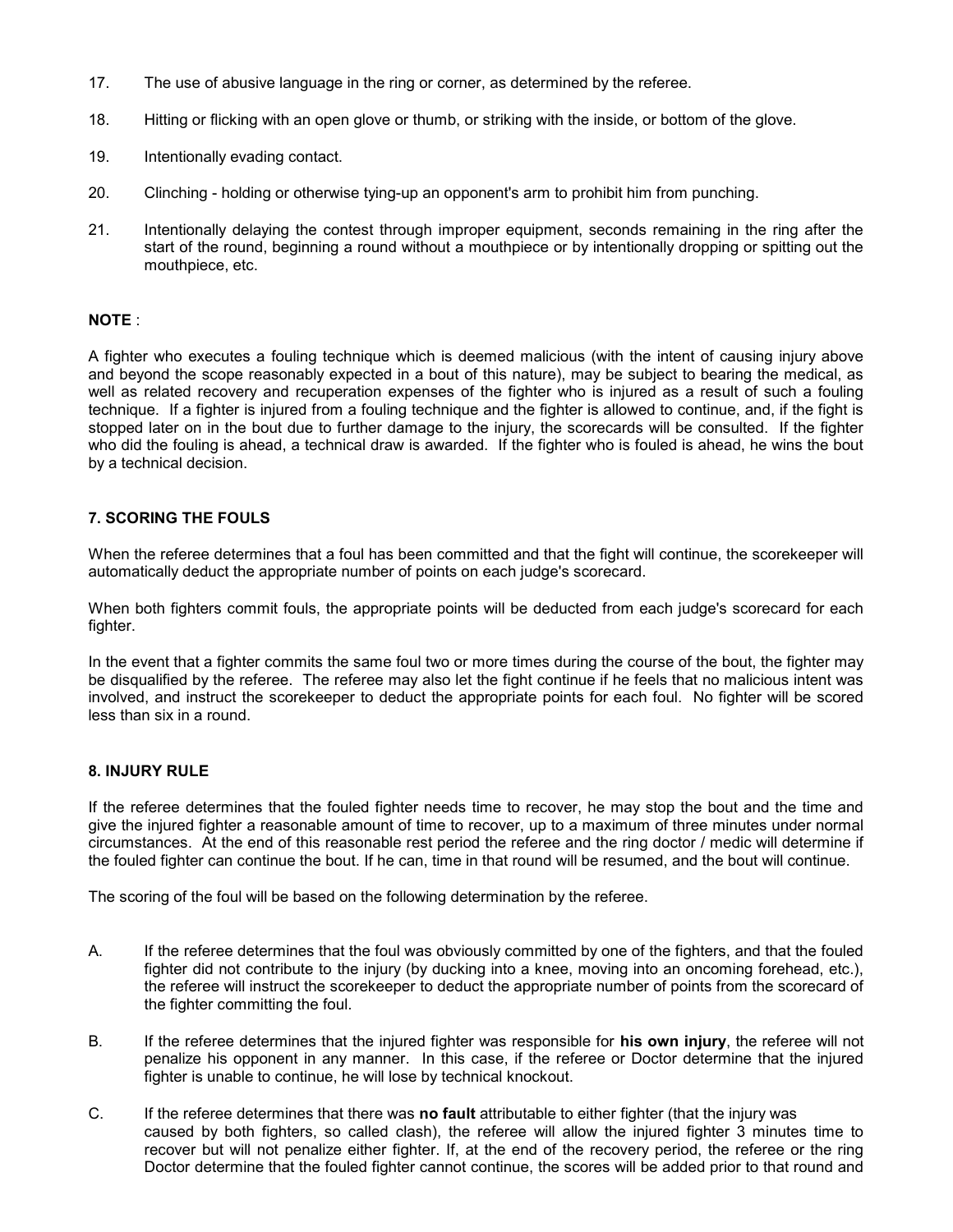17. The use of abusive language in the ring or corner, as determined by the referee.

18. Hitting or flicking with an open glove or thumb, or striking with the inside, or bottom of the glove.

19. Intentionally evading contact.

20. Clinching - holding or otherwise tying-up an opponent's arm to prohibit him from punching.

21. Intentionally delaying the contest through improper equipment, seconds remaining in the ring after the start of the round, beginning a round without a mouthpiece or by intentionally dropping or spitting out the mouthpiece, etc.

**NOTE** :

A fighter who executes a fouling technique which is deemed malicious (with the intent of causing injury above and beyond the scope reasonably expected in a bout of this nature), may be subject to bearing the medical, as well as related recovery and recuperation expenses of the fighter who is injured as a result of such a fouling technique. If a fighter is injured from a fouling technique and the fighter is allowed to continue, and, if the fight is stopped later on in the bout due to further damage to the injury, the scorecards will be consulted. If the fighter who did the fouling is ahead, a technical draw is awarded. If the fighter who is fouled is ahead, he wins the bout by a technical decision.

## 7. SCORING THE FOULS

When the referee determines that a foul has been committed and that the fight will continue, the scorekeeper will automatically deduct the appropriate number of points on each judge's scorecard.

When both fighters commit fouls, the appropriate points will be deducted from each judge's scorecard for each fighter.

In the event that a fighter commits the same foul two or more times during the course of the bout, the fighter may be disqualified by the referee. The referee may also let the fight continue if he feels that no malicious intent was involved, and instruct the scorekeeper to deduct the appropriate points for each foul. No fighter will be scored less than six in a round.

## 8. INJURY RULE

If the referee determines that the fouled fighter needs time to recover, he may stop the bout and the time and give the injured fighter a reasonable amount of time to recover, up to a maximum of three minutes under normal circumstances. At the end of this reasonable rest period the referee and the ring doctor / medic will determine if the fouled fighter can continue the bout. If he can, time in that round will be resumed, and the bout will continue.

The scoring of the foul will be based on the following determination by the referee.

A. If the referee determines that the foul was obviously committed by one of the fighters, and that the fouled fighter did not contribute to the injury (by ducking into a knee, moving into an oncoming forehead, etc.), the referee will instruct the scorekeeper to deduct the appropriate number of points from the scorecard of the fighter committing the foul.

B. If the referee determines that the injured fighter was responsible for **his own injury**, the referee will not penalize his opponent in any manner. In this case, if the referee or Doctor determine that the injured fighter is unable to continue, he will lose by technical knockout.

C. If the referee determines that there was **no fault** attributable to either fighter (that the injury was caused by both fighters, so called clash), the referee will allow the injured fighter 3 minutes time to recover but will not penalize either fighter. If, at the end of the recovery period, the referee or the ring Doctor determine that the fouled fighter cannot continue, the scores will be added prior to that round and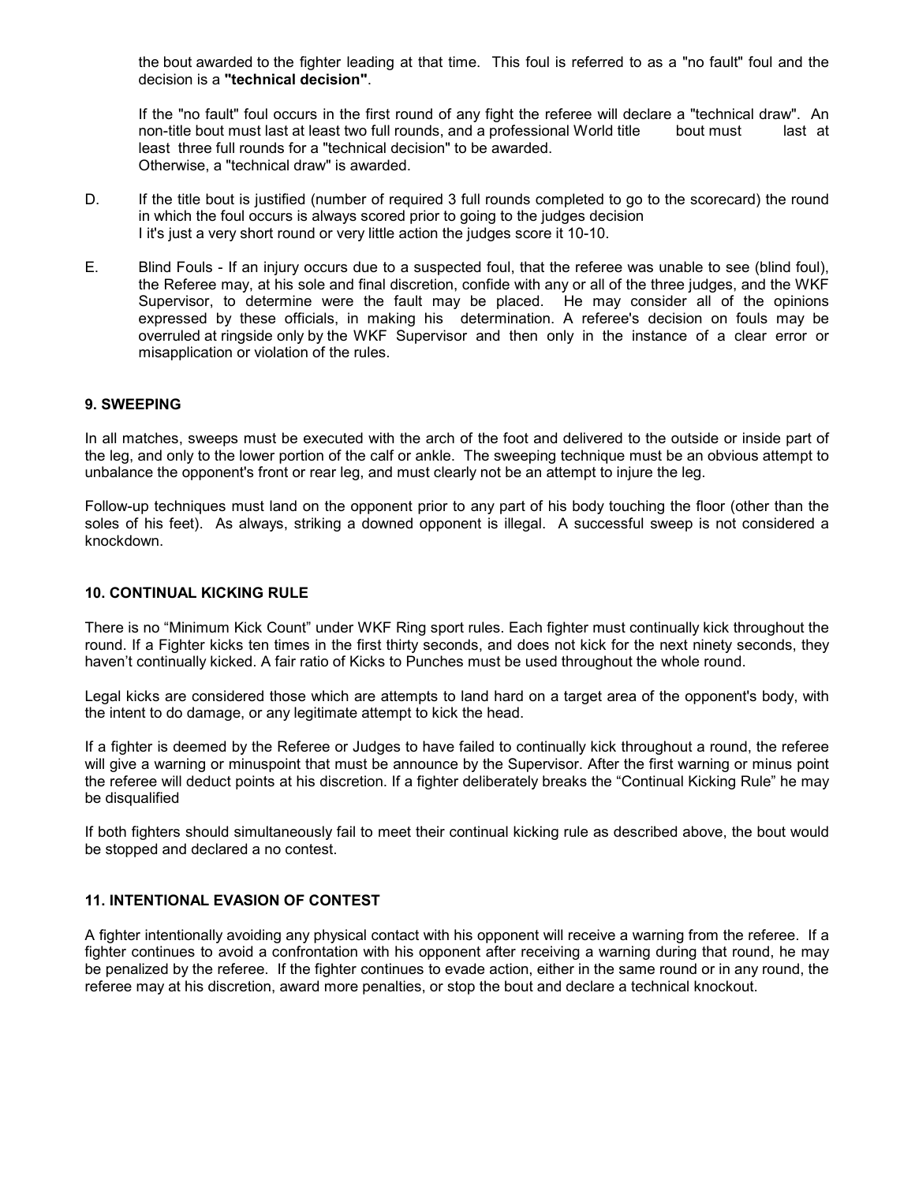the bout awarded to the fighter leading at that time. This foul is referred to as a "no fault" foul and the decision is a **"technical decision"**.

If the "no fault" foul occurs in the first round of any fight the referee will declare a "technical draw". An non-title bout must last at least two full rounds, and a professional World title bout must last at least three full rounds for a "technical decision" to be awarded.
Otherwise, a "technical draw" is awarded.

D. If the title bout is justified (number of required 3 full rounds completed to go to the scorecard) the round in which the foul occurs is always scored prior to going to the judges decision
I it's just a very short round or very little action the judges score it 10-10.

E. Blind Fouls - If an injury occurs due to a suspected foul, that the referee was unable to see (blind foul), the Referee may, at his sole and final discretion, confide with any or all of the three judges, and the WKF Supervisor, to determine were the fault may be placed. He may consider all of the opinions expressed by these officials, in making his determination. A referee's decision on fouls may be overruled at ringside only by the WKF Supervisor and then only in the instance of a clear error or misapplication or violation of the rules.

### 9. SWEEPING

In all matches, sweeps must be executed with the arch of the foot and delivered to the outside or inside part of the leg, and only to the lower portion of the calf or ankle. The sweeping technique must be an obvious attempt to unbalance the opponent's front or rear leg, and must clearly not be an attempt to injure the leg.

Follow-up techniques must land on the opponent prior to any part of his body touching the floor (other than the soles of his feet). As always, striking a downed opponent is illegal. A successful sweep is not considered a knockdown.

### 10. CONTINUAL KICKING RULE

There is no "Minimum Kick Count" under WKF Ring sport rules. Each fighter must continually kick throughout the round. If a Fighter kicks ten times in the first thirty seconds, and does not kick for the next ninety seconds, they haven't continually kicked. A fair ratio of Kicks to Punches must be used throughout the whole round.

Legal kicks are considered those which are attempts to land hard on a target area of the opponent's body, with the intent to do damage, or any legitimate attempt to kick the head.

If a fighter is deemed by the Referee or Judges to have failed to continually kick throughout a round, the referee will give a warning or minuspoint that must be announce by the Supervisor. After the first warning or minus point the referee will deduct points at his discretion. If a fighter deliberately breaks the "Continual Kicking Rule" he may be disqualified

If both fighters should simultaneously fail to meet their continual kicking rule as described above, the bout would be stopped and declared a no contest.

### 11. INTENTIONAL EVASION OF CONTEST

A fighter intentionally avoiding any physical contact with his opponent will receive a warning from the referee. If a fighter continues to avoid a confrontation with his opponent after receiving a warning during that round, he may be penalized by the referee. If the fighter continues to evade action, either in the same round or in any round, the referee may at his discretion, award more penalties, or stop the bout and declare a technical knockout.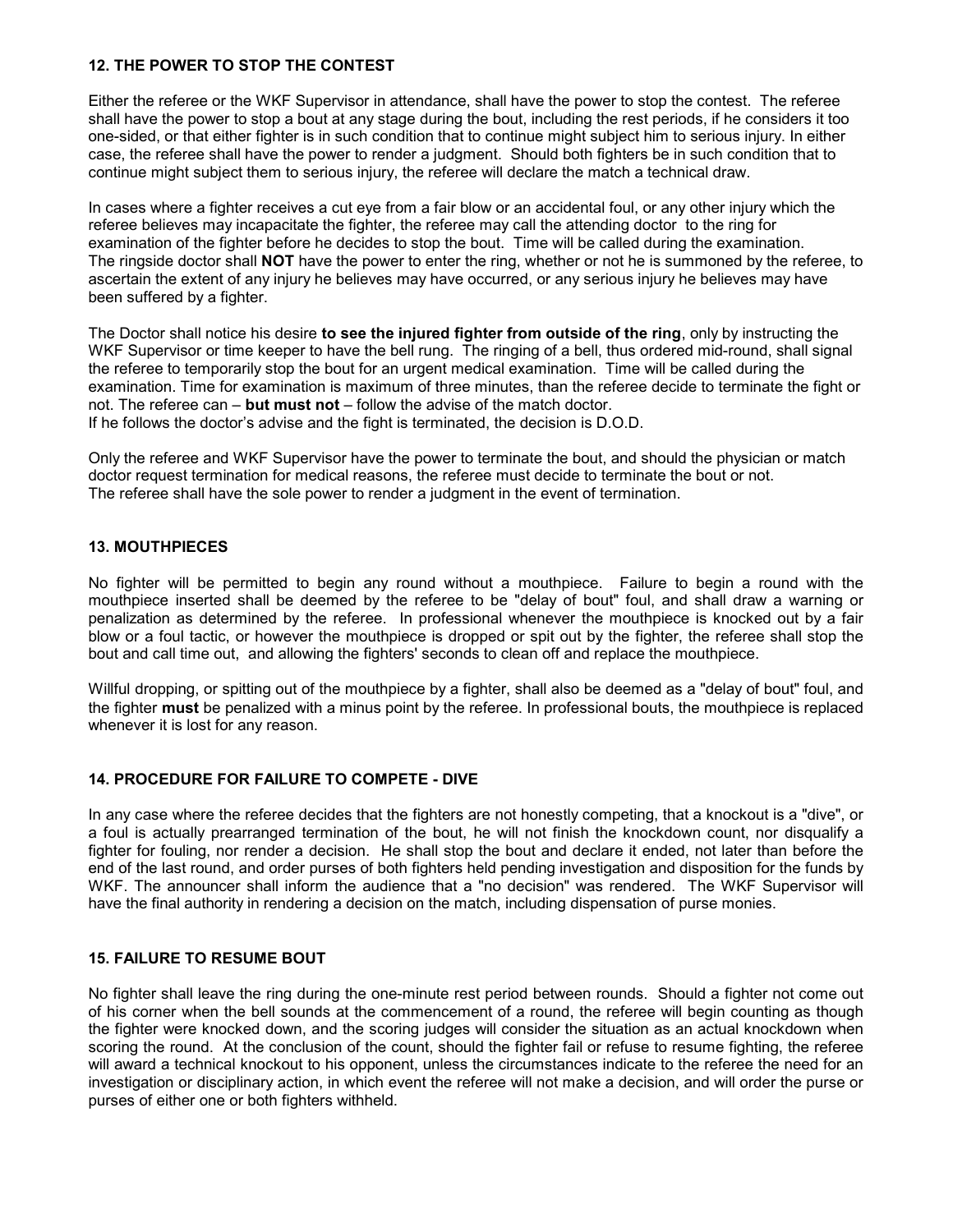## 12. THE POWER TO STOP THE CONTEST

Either the referee or the WKF Supervisor in attendance, shall have the power to stop the contest. The referee shall have the power to stop a bout at any stage during the bout, including the rest periods, if he considers it too one-sided, or that either fighter is in such condition that to continue might subject him to serious injury. In either case, the referee shall have the power to render a judgment. Should both fighters be in such condition that to continue might subject them to serious injury, the referee will declare the match a technical draw.

In cases where a fighter receives a cut eye from a fair blow or an accidental foul, or any other injury which the referee believes may incapacitate the fighter, the referee may call the attending doctor to the ring for examination of the fighter before he decides to stop the bout. Time will be called during the examination. The ringside doctor shall **NOT** have the power to enter the ring, whether or not he is summoned by the referee, to ascertain the extent of any injury he believes may have occurred, or any serious injury he believes may have been suffered by a fighter.

The Doctor shall notice his desire **to see the injured fighter from outside of the ring**, only by instructing the WKF Supervisor or time keeper to have the bell rung. The ringing of a bell, thus ordered mid-round, shall signal the referee to temporarily stop the bout for an urgent medical examination. Time will be called during the examination. Time for examination is maximum of three minutes, than the referee decide to terminate the fight or not. The referee can – **but must not** – follow the advise of the match doctor.
If he follows the doctor's advise and the fight is terminated, the decision is D.O.D.

Only the referee and WKF Supervisor have the power to terminate the bout, and should the physician or match doctor request termination for medical reasons, the referee must decide to terminate the bout or not.
The referee shall have the sole power to render a judgment in the event of termination.

## 13. MOUTHPIECES

No fighter will be permitted to begin any round without a mouthpiece. Failure to begin a round with the mouthpiece inserted shall be deemed by the referee to be "delay of bout" foul, and shall draw a warning or penalization as determined by the referee. In professional whenever the mouthpiece is knocked out by a fair blow or a foul tactic, or however the mouthpiece is dropped or spit out by the fighter, the referee shall stop the bout and call time out, and allowing the fighters' seconds to clean off and replace the mouthpiece.

Willful dropping, or spitting out of the mouthpiece by a fighter, shall also be deemed as a "delay of bout" foul, and the fighter **must** be penalized with a minus point by the referee. In professional bouts, the mouthpiece is replaced whenever it is lost for any reason.

## 14. PROCEDURE FOR FAILURE TO COMPETE - DIVE

In any case where the referee decides that the fighters are not honestly competing, that a knockout is a "dive", or a foul is actually prearranged termination of the bout, he will not finish the knockdown count, nor disqualify a fighter for fouling, nor render a decision. He shall stop the bout and declare it ended, not later than before the end of the last round, and order purses of both fighters held pending investigation and disposition for the funds by WKF. The announcer shall inform the audience that a "no decision" was rendered. The WKF Supervisor will have the final authority in rendering a decision on the match, including dispensation of purse monies.

## 15. FAILURE TO RESUME BOUT

No fighter shall leave the ring during the one-minute rest period between rounds. Should a fighter not come out of his corner when the bell sounds at the commencement of a round, the referee will begin counting as though the fighter were knocked down, and the scoring judges will consider the situation as an actual knockdown when scoring the round. At the conclusion of the count, should the fighter fail or refuse to resume fighting, the referee will award a technical knockout to his opponent, unless the circumstances indicate to the referee the need for an investigation or disciplinary action, in which event the referee will not make a decision, and will order the purse or purses of either one or both fighters withheld.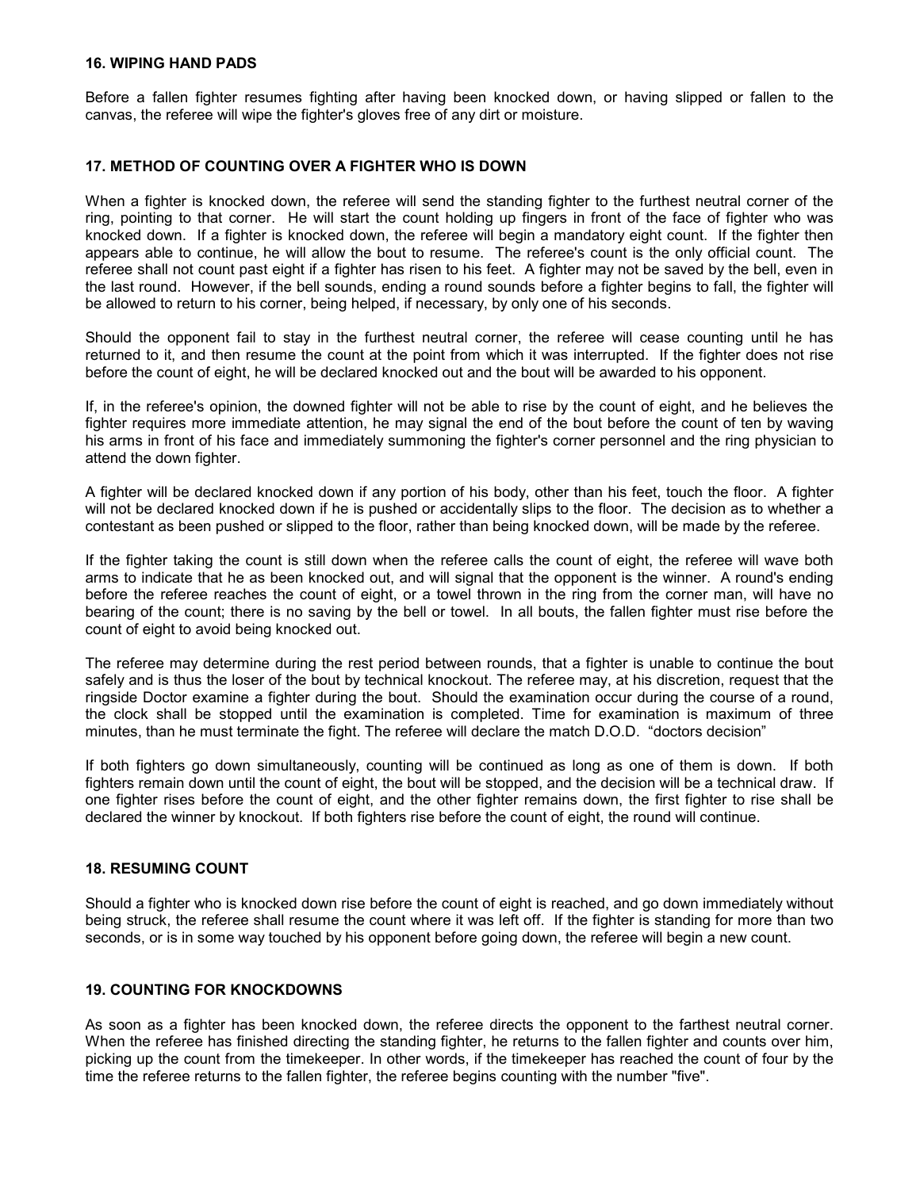### 16. WIPING HAND PADS

Before a fallen fighter resumes fighting after having been knocked down, or having slipped or fallen to the canvas, the referee will wipe the fighter's gloves free of any dirt or moisture.

### 17. METHOD OF COUNTING OVER A FIGHTER WHO IS DOWN

When a fighter is knocked down, the referee will send the standing fighter to the furthest neutral corner of the ring, pointing to that corner. He will start the count holding up fingers in front of the face of fighter who was knocked down. If a fighter is knocked down, the referee will begin a mandatory eight count. If the fighter then appears able to continue, he will allow the bout to resume. The referee's count is the only official count. The referee shall not count past eight if a fighter has risen to his feet. A fighter may not be saved by the bell, even in the last round. However, if the bell sounds, ending a round sounds before a fighter begins to fall, the fighter will be allowed to return to his corner, being helped, if necessary, by only one of his seconds.

Should the opponent fail to stay in the furthest neutral corner, the referee will cease counting until he has returned to it, and then resume the count at the point from which it was interrupted. If the fighter does not rise before the count of eight, he will be declared knocked out and the bout will be awarded to his opponent.

If, in the referee's opinion, the downed fighter will not be able to rise by the count of eight, and he believes the fighter requires more immediate attention, he may signal the end of the bout before the count of ten by waving his arms in front of his face and immediately summoning the fighter's corner personnel and the ring physician to attend the down fighter.

A fighter will be declared knocked down if any portion of his body, other than his feet, touch the floor. A fighter will not be declared knocked down if he is pushed or accidentally slips to the floor. The decision as to whether a contestant as been pushed or slipped to the floor, rather than being knocked down, will be made by the referee.

If the fighter taking the count is still down when the referee calls the count of eight, the referee will wave both arms to indicate that he as been knocked out, and will signal that the opponent is the winner. A round's ending before the referee reaches the count of eight, or a towel thrown in the ring from the corner man, will have no bearing of the count; there is no saving by the bell or towel. In all bouts, the fallen fighter must rise before the count of eight to avoid being knocked out.

The referee may determine during the rest period between rounds, that a fighter is unable to continue the bout safely and is thus the loser of the bout by technical knockout. The referee may, at his discretion, request that the ringside Doctor examine a fighter during the bout. Should the examination occur during the course of a round, the clock shall be stopped until the examination is completed. Time for examination is maximum of three minutes, than he must terminate the fight. The referee will declare the match D.O.D. "doctors decision"

If both fighters go down simultaneously, counting will be continued as long as one of them is down. If both fighters remain down until the count of eight, the bout will be stopped, and the decision will be a technical draw. If one fighter rises before the count of eight, and the other fighter remains down, the first fighter to rise shall be declared the winner by knockout. If both fighters rise before the count of eight, the round will continue.

### 18. RESUMING COUNT

Should a fighter who is knocked down rise before the count of eight is reached, and go down immediately without being struck, the referee shall resume the count where it was left off. If the fighter is standing for more than two seconds, or is in some way touched by his opponent before going down, the referee will begin a new count.

### 19. COUNTING FOR KNOCKDOWNS

As soon as a fighter has been knocked down, the referee directs the opponent to the farthest neutral corner. When the referee has finished directing the standing fighter, he returns to the fallen fighter and counts over him, picking up the count from the timekeeper. In other words, if the timekeeper has reached the count of four by the time the referee returns to the fallen fighter, the referee begins counting with the number "five".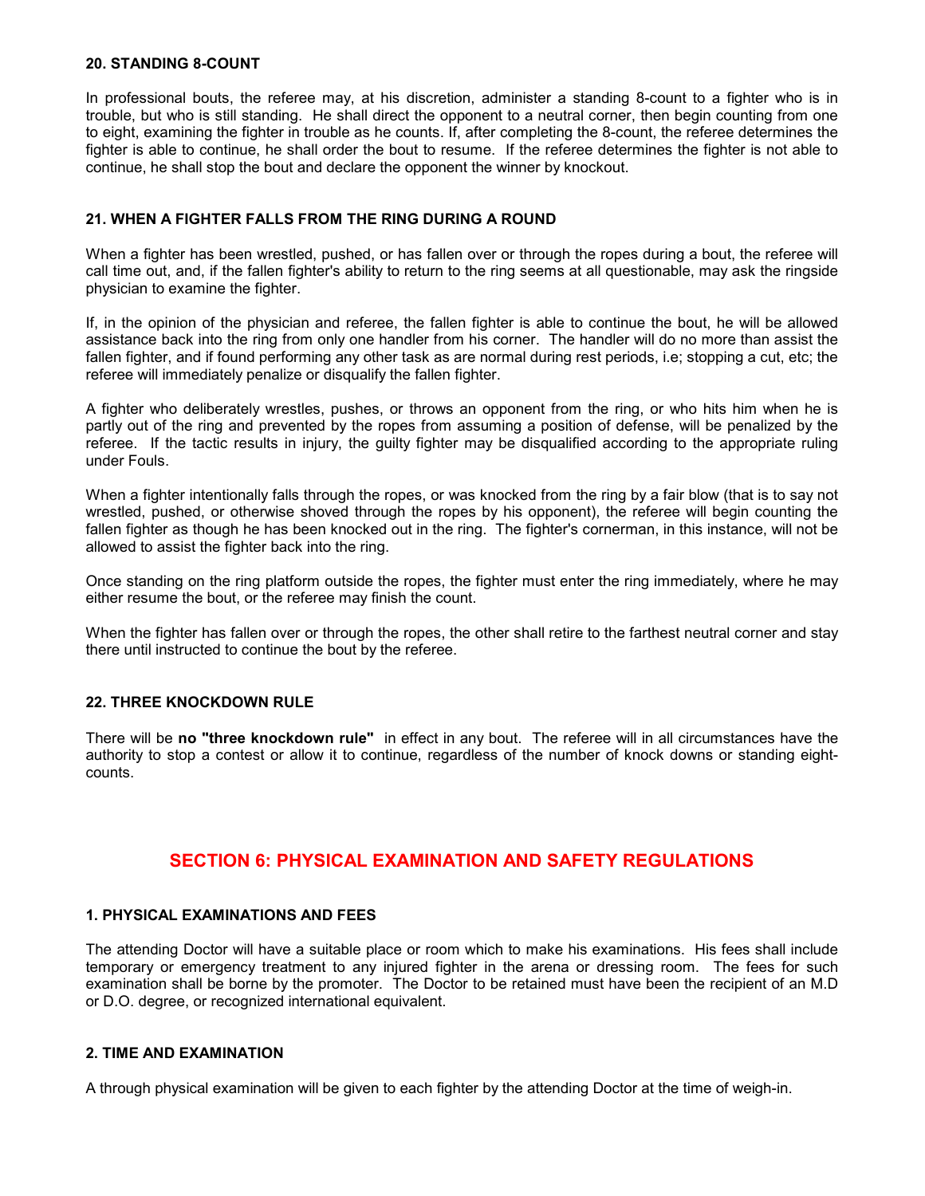### 20. STANDING 8-COUNT

In professional bouts, the referee may, at his discretion, administer a standing 8-count to a fighter who is in trouble, but who is still standing. He shall direct the opponent to a neutral corner, then begin counting from one to eight, examining the fighter in trouble as he counts. If, after completing the 8-count, the referee determines the fighter is able to continue, he shall order the bout to resume. If the referee determines the fighter is not able to continue, he shall stop the bout and declare the opponent the winner by knockout.

### 21. WHEN A FIGHTER FALLS FROM THE RING DURING A ROUND

When a fighter has been wrestled, pushed, or has fallen over or through the ropes during a bout, the referee will call time out, and, if the fallen fighter's ability to return to the ring seems at all questionable, may ask the ringside physician to examine the fighter.

If, in the opinion of the physician and referee, the fallen fighter is able to continue the bout, he will be allowed assistance back into the ring from only one handler from his corner. The handler will do no more than assist the fallen fighter, and if found performing any other task as are normal during rest periods, i.e; stopping a cut, etc; the referee will immediately penalize or disqualify the fallen fighter.

A fighter who deliberately wrestles, pushes, or throws an opponent from the ring, or who hits him when he is partly out of the ring and prevented by the ropes from assuming a position of defense, will be penalized by the referee. If the tactic results in injury, the guilty fighter may be disqualified according to the appropriate ruling under Fouls.

When a fighter intentionally falls through the ropes, or was knocked from the ring by a fair blow (that is to say not wrestled, pushed, or otherwise shoved through the ropes by his opponent), the referee will begin counting the fallen fighter as though he has been knocked out in the ring. The fighter's cornerman, in this instance, will not be allowed to assist the fighter back into the ring.

Once standing on the ring platform outside the ropes, the fighter must enter the ring immediately, where he may either resume the bout, or the referee may finish the count.

When the fighter has fallen over or through the ropes, the other shall retire to the farthest neutral corner and stay there until instructed to continue the bout by the referee.

### 22. THREE KNOCKDOWN RULE

There will be **no "three knockdown rule"** in effect in any bout. The referee will in all circumstances have the authority to stop a contest or allow it to continue, regardless of the number of knock downs or standing eight-counts.

## SECTION 6: PHYSICAL EXAMINATION AND SAFETY REGULATIONS

### 1. PHYSICAL EXAMINATIONS AND FEES

The attending Doctor will have a suitable place or room which to make his examinations. His fees shall include temporary or emergency treatment to any injured fighter in the arena or dressing room. The fees for such examination shall be borne by the promoter. The Doctor to be retained must have been the recipient of an M.D or D.O. degree, or recognized international equivalent.

### 2. TIME AND EXAMINATION

A through physical examination will be given to each fighter by the attending Doctor at the time of weigh-in.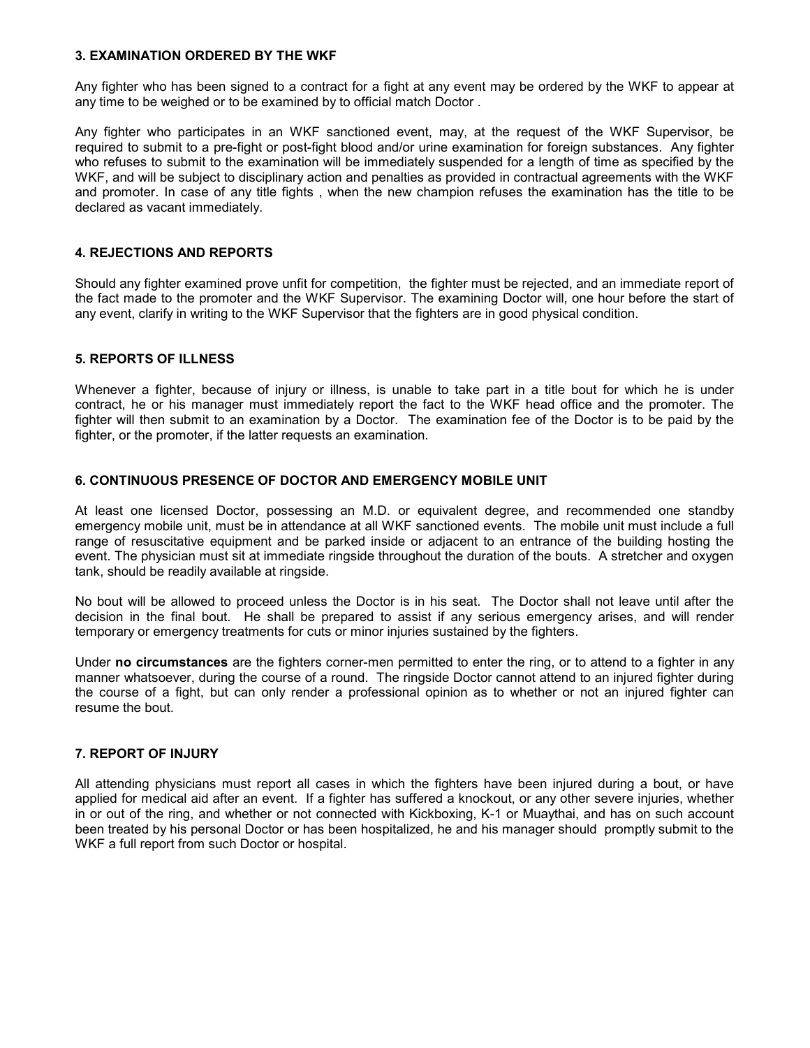### 3. EXAMINATION ORDERED BY THE WKF

Any fighter who has been signed to a contract for a fight at any event may be ordered by the WKF to appear at any time to be weighed or to be examined by to official match Doctor .

Any fighter who participates in an WKF sanctioned event, may, at the request of the WKF Supervisor, be required to submit to a pre-fight or post-fight blood and/or urine examination for foreign substances. Any fighter who refuses to submit to the examination will be immediately suspended for a length of time as specified by the WKF, and will be subject to disciplinary action and penalties as provided in contractual agreements with the WKF and promoter. In case of any title fights , when the new champion refuses the examination has the title to be declared as vacant immediately.

### 4. REJECTIONS AND REPORTS

Should any fighter examined prove unfit for competition, the fighter must be rejected, and an immediate report of the fact made to the promoter and the WKF Supervisor. The examining Doctor will, one hour before the start of any event, clarify in writing to the WKF Supervisor that the fighters are in good physical condition.

### 5. REPORTS OF ILLNESS

Whenever a fighter, because of injury or illness, is unable to take part in a title bout for which he is under contract, he or his manager must immediately report the fact to the WKF head office and the promoter. The fighter will then submit to an examination by a Doctor. The examination fee of the Doctor is to be paid by the fighter, or the promoter, if the latter requests an examination.

### 6. CONTINUOUS PRESENCE OF DOCTOR AND EMERGENCY MOBILE UNIT

At least one licensed Doctor, possessing an M.D. or equivalent degree, and recommended one standby emergency mobile unit, must be in attendance at all WKF sanctioned events. The mobile unit must include a full range of resuscitative equipment and be parked inside or adjacent to an entrance of the building hosting the event. The physician must sit at immediate ringside throughout the duration of the bouts. A stretcher and oxygen tank, should be readily available at ringside.

No bout will be allowed to proceed unless the Doctor is in his seat. The Doctor shall not leave until after the decision in the final bout. He shall be prepared to assist if any serious emergency arises, and will render temporary or emergency treatments for cuts or minor injuries sustained by the fighters.

Under **no circumstances** are the fighters corner-men permitted to enter the ring, or to attend to a fighter in any manner whatsoever, during the course of a round. The ringside Doctor cannot attend to an injured fighter during the course of a fight, but can only render a professional opinion as to whether or not an injured fighter can resume the bout.

### 7. REPORT OF INJURY

All attending physicians must report all cases in which the fighters have been injured during a bout, or have applied for medical aid after an event. If a fighter has suffered a knockout, or any other severe injuries, whether in or out of the ring, and whether or not connected with Kickboxing, K-1 or Muaythai, and has on such account been treated by his personal Doctor or has been hospitalized, he and his manager should promptly submit to the WKF a full report from such Doctor or hospital.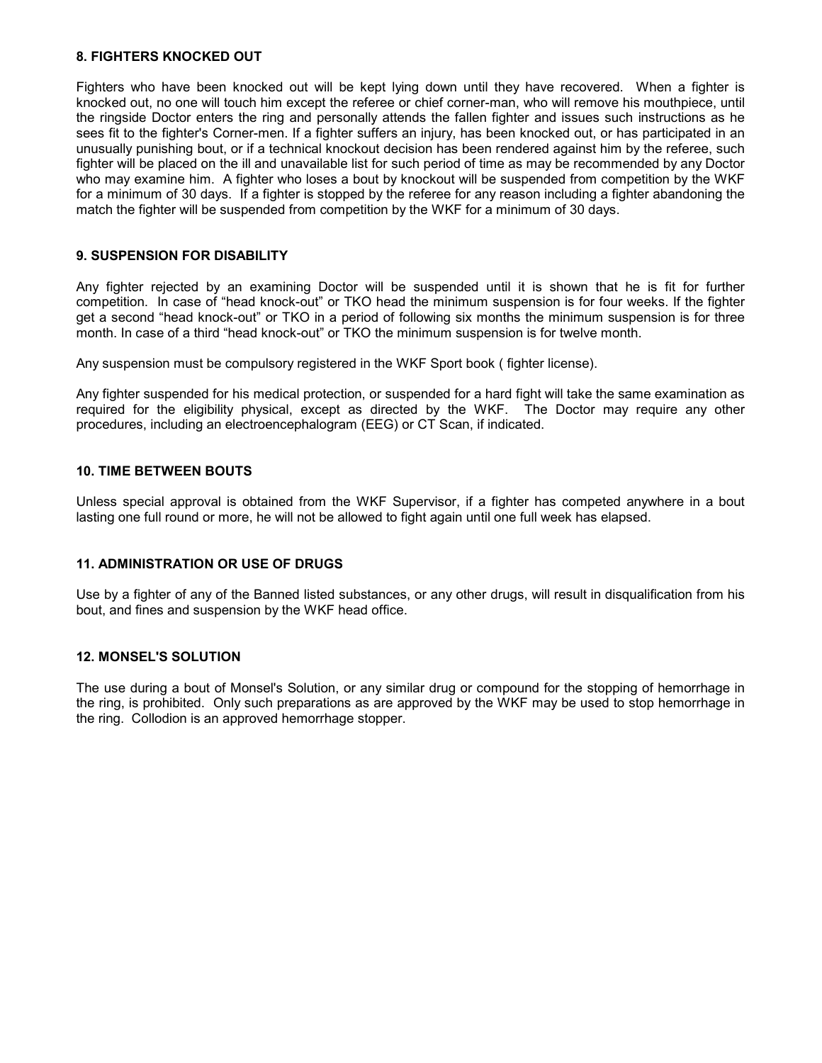### 8. FIGHTERS KNOCKED OUT

Fighters who have been knocked out will be kept lying down until they have recovered. When a fighter is knocked out, no one will touch him except the referee or chief corner-man, who will remove his mouthpiece, until the ringside Doctor enters the ring and personally attends the fallen fighter and issues such instructions as he sees fit to the fighter's Corner-men. If a fighter suffers an injury, has been knocked out, or has participated in an unusually punishing bout, or if a technical knockout decision has been rendered against him by the referee, such fighter will be placed on the ill and unavailable list for such period of time as may be recommended by any Doctor who may examine him. A fighter who loses a bout by knockout will be suspended from competition by the WKF for a minimum of 30 days. If a fighter is stopped by the referee for any reason including a fighter abandoning the match the fighter will be suspended from competition by the WKF for a minimum of 30 days.

### 9. SUSPENSION FOR DISABILITY

Any fighter rejected by an examining Doctor will be suspended until it is shown that he is fit for further competition. In case of "head knock-out" or TKO head the minimum suspension is for four weeks. If the fighter get a second "head knock-out" or TKO in a period of following six months the minimum suspension is for three month. In case of a third "head knock-out" or TKO the minimum suspension is for twelve month.

Any suspension must be compulsory registered in the WKF Sport book ( fighter license).

Any fighter suspended for his medical protection, or suspended for a hard fight will take the same examination as required for the eligibility physical, except as directed by the WKF. The Doctor may require any other procedures, including an electroencephalogram (EEG) or CT Scan, if indicated.

### 10. TIME BETWEEN BOUTS

Unless special approval is obtained from the WKF Supervisor, if a fighter has competed anywhere in a bout lasting one full round or more, he will not be allowed to fight again until one full week has elapsed.

### 11. ADMINISTRATION OR USE OF DRUGS

Use by a fighter of any of the Banned listed substances, or any other drugs, will result in disqualification from his bout, and fines and suspension by the WKF head office.

### 12. MONSEL'S SOLUTION

The use during a bout of Monsel's Solution, or any similar drug or compound for the stopping of hemorrhage in the ring, is prohibited. Only such preparations as are approved by the WKF may be used to stop hemorrhage in the ring. Collodion is an approved hemorrhage stopper.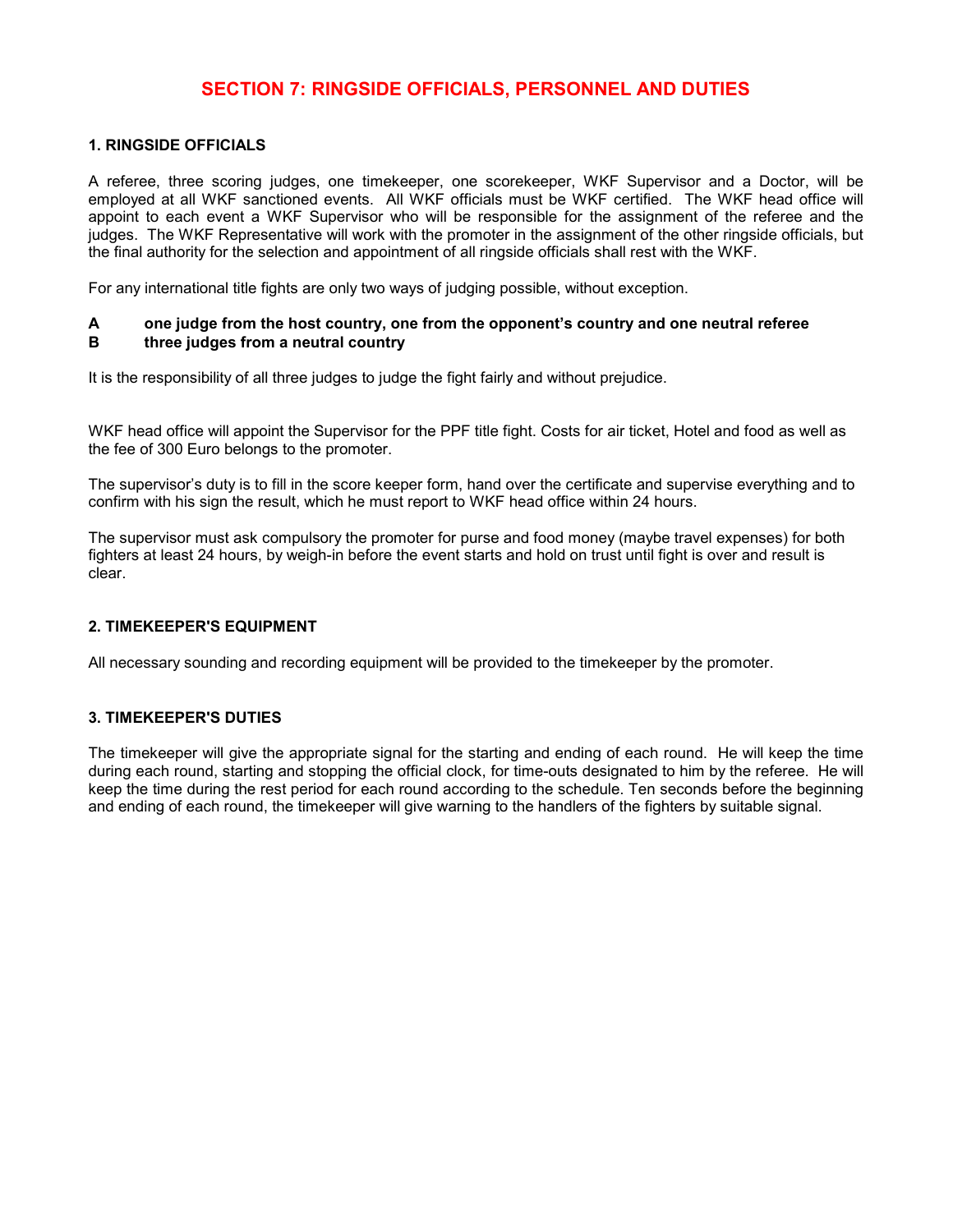# SECTION 7: RINGSIDE OFFICIALS, PERSONNEL AND DUTIES

## 1. RINGSIDE OFFICIALS

A referee, three scoring judges, one timekeeper, one scorekeeper, WKF Supervisor and a Doctor, will be employed at all WKF sanctioned events. All WKF officials must be WKF certified. The WKF head office will appoint to each event a WKF Supervisor who will be responsible for the assignment of the referee and the judges. The WKF Representative will work with the promoter in the assignment of the other ringside officials, but the final authority for the selection and appointment of all ringside officials shall rest with the WKF.

For any international title fights are only two ways of judging possible, without exception.

**A one judge from the host country, one from the opponent's country and one neutral referee**
**B three judges from a neutral country**

It is the responsibility of all three judges to judge the fight fairly and without prejudice.

WKF head office will appoint the Supervisor for the PPF title fight. Costs for air ticket, Hotel and food as well as the fee of 300 Euro belongs to the promoter.

The supervisor's duty is to fill in the score keeper form, hand over the certificate and supervise everything and to confirm with his sign the result, which he must report to WKF head office within 24 hours.

The supervisor must ask compulsory the promoter for purse and food money (maybe travel expenses) for both fighters at least 24 hours, by weigh-in before the event starts and hold on trust until fight is over and result is clear.

## 2. TIMEKEEPER'S EQUIPMENT

All necessary sounding and recording equipment will be provided to the timekeeper by the promoter.

## 3. TIMEKEEPER'S DUTIES

The timekeeper will give the appropriate signal for the starting and ending of each round. He will keep the time during each round, starting and stopping the official clock, for time-outs designated to him by the referee. He will keep the time during the rest period for each round according to the schedule. Ten seconds before the beginning and ending of each round, the timekeeper will give warning to the handlers of the fighters by suitable signal.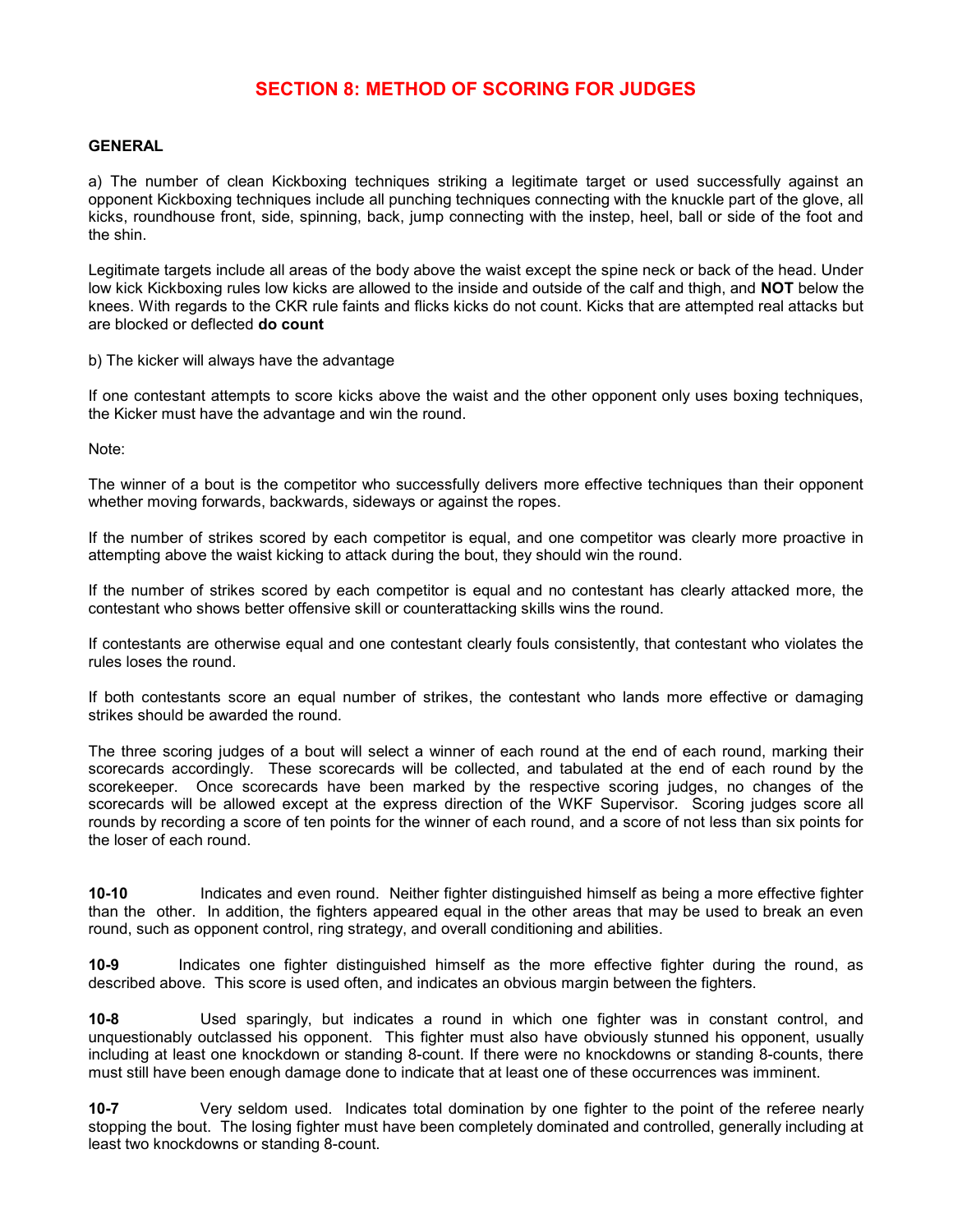# SECTION 8: METHOD OF SCORING FOR JUDGES

**GENERAL**

a) The number of clean Kickboxing techniques striking a legitimate target or used successfully against an opponent Kickboxing techniques include all punching techniques connecting with the knuckle part of the glove, all kicks, roundhouse front, side, spinning, back, jump connecting with the instep, heel, ball or side of the foot and the shin.

Legitimate targets include all areas of the body above the waist except the spine neck or back of the head. Under low kick Kickboxing rules low kicks are allowed to the inside and outside of the calf and thigh, and **NOT** below the knees. With regards to the CKR rule faints and flicks kicks do not count. Kicks that are attempted real attacks but are blocked or deflected **do count**

b) The kicker will always have the advantage

If one contestant attempts to score kicks above the waist and the other opponent only uses boxing techniques, the Kicker must have the advantage and win the round.

Note:

The winner of a bout is the competitor who successfully delivers more effective techniques than their opponent whether moving forwards, backwards, sideways or against the ropes.

If the number of strikes scored by each competitor is equal, and one competitor was clearly more proactive in attempting above the waist kicking to attack during the bout, they should win the round.

If the number of strikes scored by each competitor is equal and no contestant has clearly attacked more, the contestant who shows better offensive skill or counterattacking skills wins the round.

If contestants are otherwise equal and one contestant clearly fouls consistently, that contestant who violates the rules loses the round.

If both contestants score an equal number of strikes, the contestant who lands more effective or damaging strikes should be awarded the round.

The three scoring judges of a bout will select a winner of each round at the end of each round, marking their scorecards accordingly. These scorecards will be collected, and tabulated at the end of each round by the scorekeeper. Once scorecards have been marked by the respective scoring judges, no changes of the scorecards will be allowed except at the express direction of the WKF Supervisor. Scoring judges score all rounds by recording a score of ten points for the winner of each round, and a score of not less than six points for the loser of each round.

**10-10** Indicates and even round. Neither fighter distinguished himself as being a more effective fighter than the other. In addition, the fighters appeared equal in the other areas that may be used to break an even round, such as opponent control, ring strategy, and overall conditioning and abilities.

**10-9** Indicates one fighter distinguished himself as the more effective fighter during the round, as described above. This score is used often, and indicates an obvious margin between the fighters.

**10-8** Used sparingly, but indicates a round in which one fighter was in constant control, and unquestionably outclassed his opponent. This fighter must also have obviously stunned his opponent, usually including at least one knockdown or standing 8-count. If there were no knockdowns or standing 8-counts, there must still have been enough damage done to indicate that at least one of these occurrences was imminent.

**10-7** Very seldom used. Indicates total domination by one fighter to the point of the referee nearly stopping the bout. The losing fighter must have been completely dominated and controlled, generally including at least two knockdowns or standing 8-count.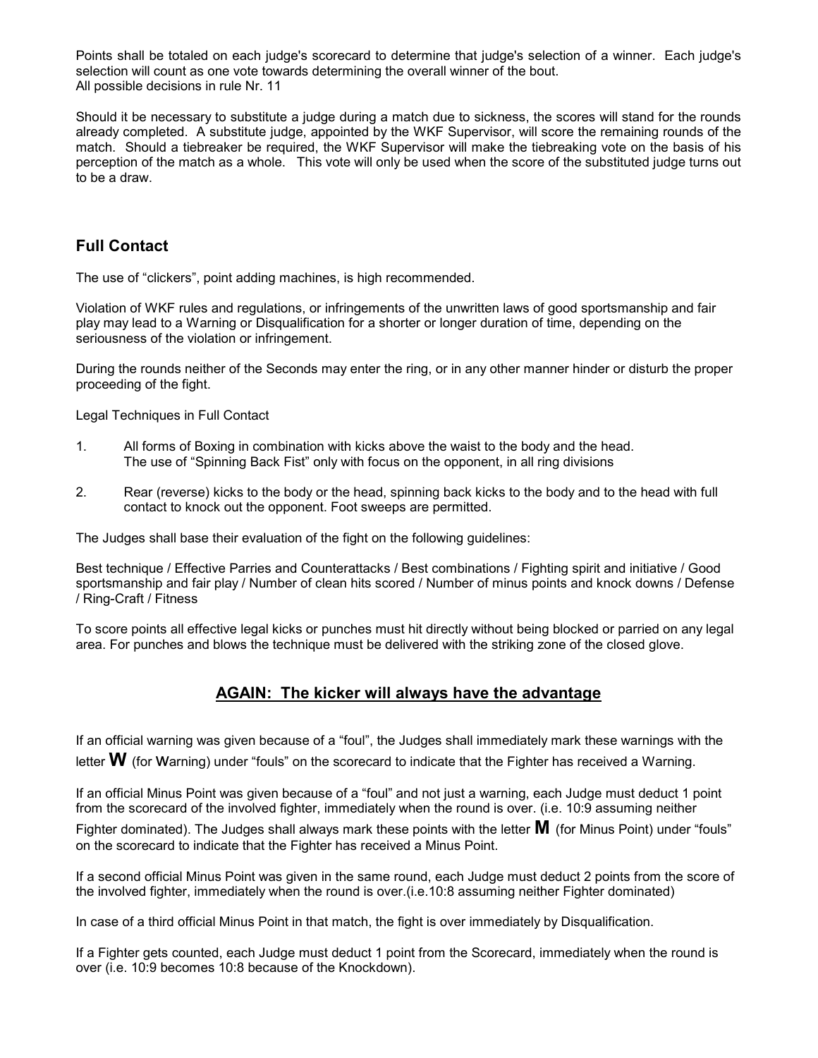Points shall be totaled on each judge's scorecard to determine that judge's selection of a winner. Each judge's selection will count as one vote towards determining the overall winner of the bout.
All possible decisions in rule Nr. 11

Should it be necessary to substitute a judge during a match due to sickness, the scores will stand for the rounds already completed. A substitute judge, appointed by the WKF Supervisor, will score the remaining rounds of the match. Should a tiebreaker be required, the WKF Supervisor will make the tiebreaking vote on the basis of his perception of the match as a whole. This vote will only be used when the score of the substituted judge turns out to be a draw.

## Full Contact

The use of "clickers", point adding machines, is high recommended.

Violation of WKF rules and regulations, or infringements of the unwritten laws of good sportsmanship and fair play may lead to a Warning or Disqualification for a shorter or longer duration of time, depending on the seriousness of the violation or infringement.

During the rounds neither of the Seconds may enter the ring, or in any other manner hinder or disturb the proper proceeding of the fight.

Legal Techniques in Full Contact

1. All forms of Boxing in combination with kicks above the waist to the body and the head.
   The use of "Spinning Back Fist" only with focus on the opponent, in all ring divisions

2. Rear (reverse) kicks to the body or the head, spinning back kicks to the body and to the head with full contact to knock out the opponent. Foot sweeps are permitted.

The Judges shall base their evaluation of the fight on the following guidelines:

Best technique / Effective Parries and Counterattacks / Best combinations / Fighting spirit and initiative / Good sportsmanship and fair play / Number of clean hits scored / Number of minus points and knock downs / Defense / Ring-Craft / Fitness

To score points all effective legal kicks or punches must hit directly without being blocked or parried on any legal area. For punches and blows the technique must be delivered with the striking zone of the closed glove.

### **AGAIN: The kicker will always have the advantage**

If an official warning was given because of a "foul", the Judges shall immediately mark these warnings with the letter **W** (for Warning) under "fouls" on the scorecard to indicate that the Fighter has received a Warning.

If an official Minus Point was given because of a "foul" and not just a warning, each Judge must deduct 1 point from the scorecard of the involved fighter, immediately when the round is over. (i.e. 10:9 assuming neither Fighter dominated). The Judges shall always mark these points with the letter **M** (for Minus Point) under "fouls" on the scorecard to indicate that the Fighter has received a Minus Point.

If a second official Minus Point was given in the same round, each Judge must deduct 2 points from the score of the involved fighter, immediately when the round is over.(i.e.10:8 assuming neither Fighter dominated)

In case of a third official Minus Point in that match, the fight is over immediately by Disqualification.

If a Fighter gets counted, each Judge must deduct 1 point from the Scorecard, immediately when the round is over (i.e. 10:9 becomes 10:8 because of the Knockdown).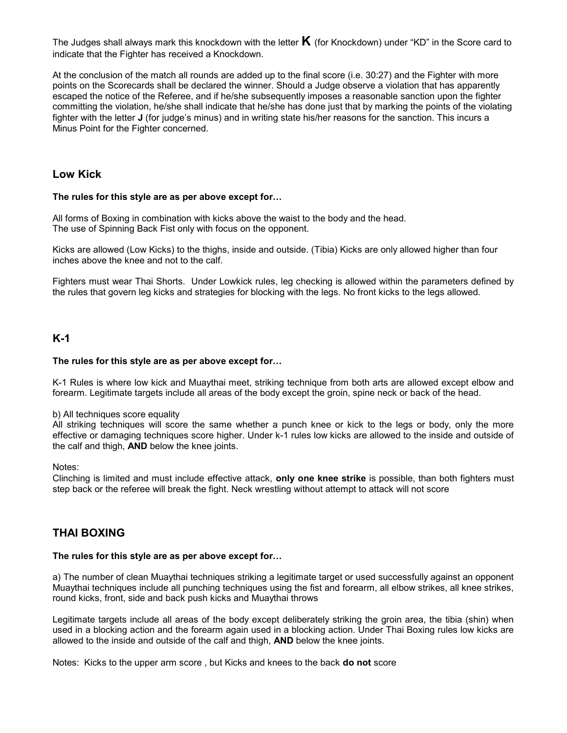The Judges shall always mark this knockdown with the letter **K** (for Knockdown) under "KD" in the Score card to indicate that the Fighter has received a Knockdown.

At the conclusion of the match all rounds are added up to the final score (i.e. 30:27) and the Fighter with more points on the Scorecards shall be declared the winner. Should a Judge observe a violation that has apparently escaped the notice of the Referee, and if he/she subsequently imposes a reasonable sanction upon the fighter committing the violation, he/she shall indicate that he/she has done just that by marking the points of the violating fighter with the letter **J** (for judge's minus) and in writing state his/her reasons for the sanction. This incurs a Minus Point for the Fighter concerned.

## Low Kick

**The rules for this style are as per above except for…**

All forms of Boxing in combination with kicks above the waist to the body and the head.
The use of Spinning Back Fist only with focus on the opponent.

Kicks are allowed (Low Kicks) to the thighs, inside and outside. (Tibia) Kicks are only allowed higher than four inches above the knee and not to the calf.

Fighters must wear Thai Shorts. Under Lowkick rules, leg checking is allowed within the parameters defined by the rules that govern leg kicks and strategies for blocking with the legs. No front kicks to the legs allowed.

## K-1

**The rules for this style are as per above except for…**

K-1 Rules is where low kick and Muaythai meet, striking technique from both arts are allowed except elbow and forearm. Legitimate targets include all areas of the body except the groin, spine neck or back of the head.

b) All techniques score equality
All striking techniques will score the same whether a punch knee or kick to the legs or body, only the more effective or damaging techniques score higher. Under k-1 rules low kicks are allowed to the inside and outside of the calf and thigh, **AND** below the knee joints.

Notes:
Clinching is limited and must include effective attack, **only one knee strike** is possible, than both fighters must step back or the referee will break the fight. Neck wrestling without attempt to attack will not score

## THAI BOXING

**The rules for this style are as per above except for…**

a) The number of clean Muaythai techniques striking a legitimate target or used successfully against an opponent Muaythai techniques include all punching techniques using the fist and forearm, all elbow strikes, all knee strikes, round kicks, front, side and back push kicks and Muaythai throws

Legitimate targets include all areas of the body except deliberately striking the groin area, the tibia (shin) when used in a blocking action and the forearm again used in a blocking action. Under Thai Boxing rules low kicks are allowed to the inside and outside of the calf and thigh, **AND** below the knee joints.

Notes: Kicks to the upper arm score , but Kicks and knees to the back **do not** score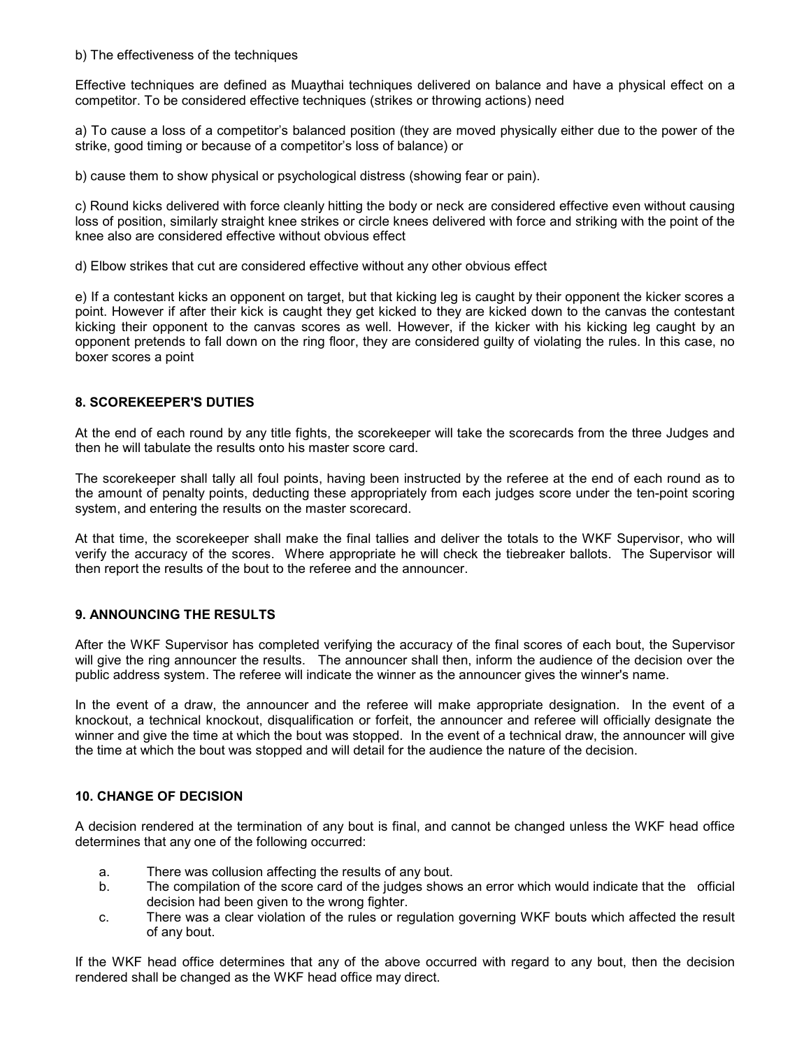b) The effectiveness of the techniques

Effective techniques are defined as Muaythai techniques delivered on balance and have a physical effect on a competitor. To be considered effective techniques (strikes or throwing actions) need

a) To cause a loss of a competitor's balanced position (they are moved physically either due to the power of the strike, good timing or because of a competitor's loss of balance) or

b) cause them to show physical or psychological distress (showing fear or pain).

c) Round kicks delivered with force cleanly hitting the body or neck are considered effective even without causing loss of position, similarly straight knee strikes or circle knees delivered with force and striking with the point of the knee also are considered effective without obvious effect

d) Elbow strikes that cut are considered effective without any other obvious effect

e) If a contestant kicks an opponent on target, but that kicking leg is caught by their opponent the kicker scores a point. However if after their kick is caught they get kicked to they are kicked down to the canvas the contestant kicking their opponent to the canvas scores as well. However, if the kicker with his kicking leg caught by an opponent pretends to fall down on the ring floor, they are considered guilty of violating the rules. In this case, no boxer scores a point

### 8. SCOREKEEPER'S DUTIES

At the end of each round by any title fights, the scorekeeper will take the scorecards from the three Judges and then he will tabulate the results onto his master score card.

The scorekeeper shall tally all foul points, having been instructed by the referee at the end of each round as to the amount of penalty points, deducting these appropriately from each judges score under the ten-point scoring system, and entering the results on the master scorecard.

At that time, the scorekeeper shall make the final tallies and deliver the totals to the WKF Supervisor, who will verify the accuracy of the scores. Where appropriate he will check the tiebreaker ballots. The Supervisor will then report the results of the bout to the referee and the announcer.

### 9. ANNOUNCING THE RESULTS

After the WKF Supervisor has completed verifying the accuracy of the final scores of each bout, the Supervisor will give the ring announcer the results. The announcer shall then, inform the audience of the decision over the public address system. The referee will indicate the winner as the announcer gives the winner's name.

In the event of a draw, the announcer and the referee will make appropriate designation. In the event of a knockout, a technical knockout, disqualification or forfeit, the announcer and referee will officially designate the winner and give the time at which the bout was stopped. In the event of a technical draw, the announcer will give the time at which the bout was stopped and will detail for the audience the nature of the decision.

### 10. CHANGE OF DECISION

A decision rendered at the termination of any bout is final, and cannot be changed unless the WKF head office determines that any one of the following occurred:

a. There was collusion affecting the results of any bout.
b. The compilation of the score card of the judges shows an error which would indicate that the official decision had been given to the wrong fighter.
c. There was a clear violation of the rules or regulation governing WKF bouts which affected the result of any bout.

If the WKF head office determines that any of the above occurred with regard to any bout, then the decision rendered shall be changed as the WKF head office may direct.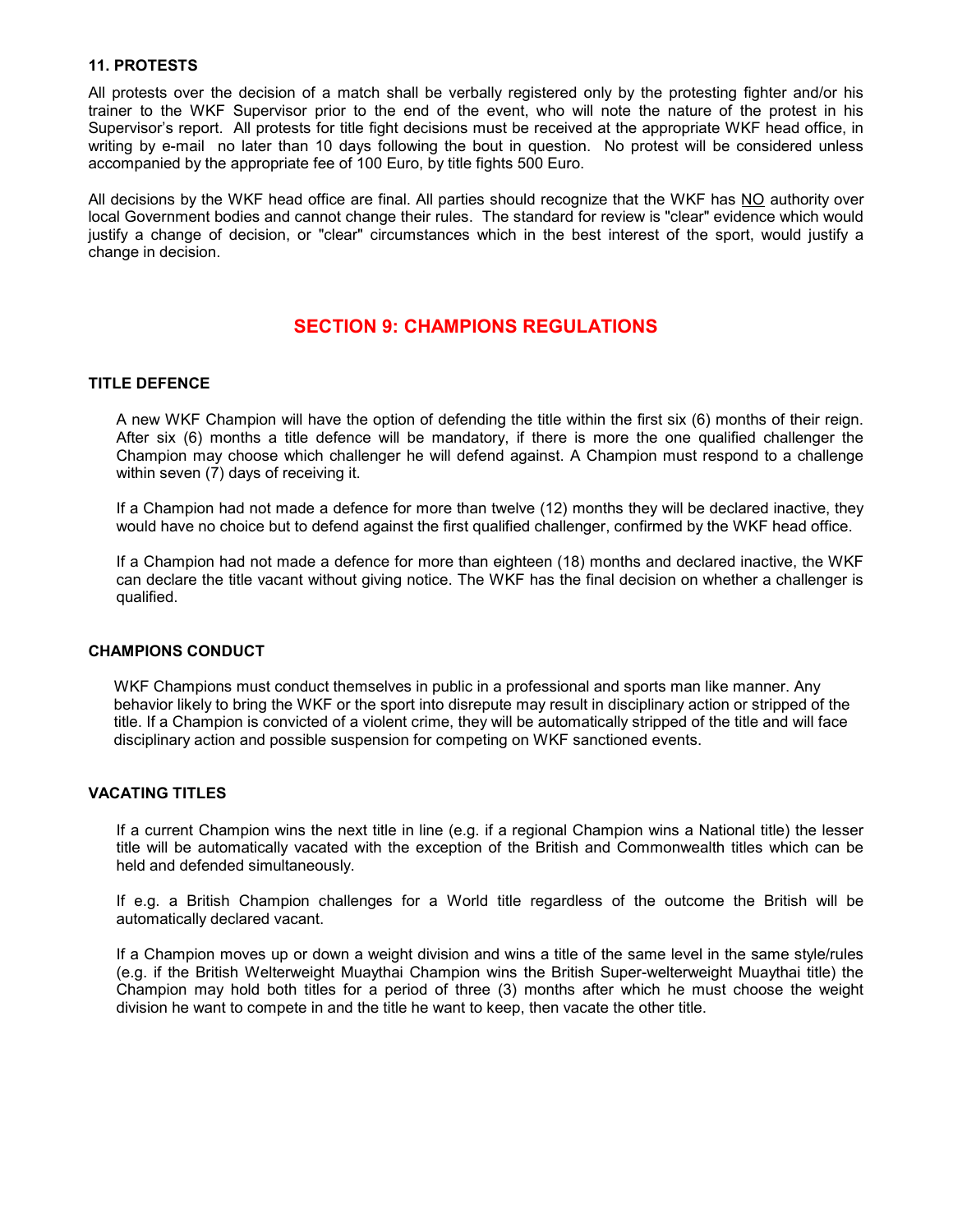### 11. PROTESTS

All protests over the decision of a match shall be verbally registered only by the protesting fighter and/or his trainer to the WKF Supervisor prior to the end of the event, who will note the nature of the protest in his Supervisor's report. All protests for title fight decisions must be received at the appropriate WKF head office, in writing by e-mail no later than 10 days following the bout in question. No protest will be considered unless accompanied by the appropriate fee of 100 Euro, by title fights 500 Euro.

All decisions by the WKF head office are final. All parties should recognize that the WKF has NO authority over local Government bodies and cannot change their rules. The standard for review is "clear" evidence which would justify a change of decision, or "clear" circumstances which in the best interest of the sport, would justify a change in decision.

## SECTION 9: CHAMPIONS REGULATIONS

### TITLE DEFENCE

A new WKF Champion will have the option of defending the title within the first six (6) months of their reign. After six (6) months a title defence will be mandatory, if there is more the one qualified challenger the Champion may choose which challenger he will defend against. A Champion must respond to a challenge within seven (7) days of receiving it.

If a Champion had not made a defence for more than twelve (12) months they will be declared inactive, they would have no choice but to defend against the first qualified challenger, confirmed by the WKF head office.

If a Champion had not made a defence for more than eighteen (18) months and declared inactive, the WKF can declare the title vacant without giving notice. The WKF has the final decision on whether a challenger is qualified.

### CHAMPIONS CONDUCT

WKF Champions must conduct themselves in public in a professional and sports man like manner. Any behavior likely to bring the WKF or the sport into disrepute may result in disciplinary action or stripped of the title. If a Champion is convicted of a violent crime, they will be automatically stripped of the title and will face disciplinary action and possible suspension for competing on WKF sanctioned events.

### VACATING TITLES

If a current Champion wins the next title in line (e.g. if a regional Champion wins a National title) the lesser title will be automatically vacated with the exception of the British and Commonwealth titles which can be held and defended simultaneously.

If e.g. a British Champion challenges for a World title regardless of the outcome the British will be automatically declared vacant.

If a Champion moves up or down a weight division and wins a title of the same level in the same style/rules (e.g. if the British Welterweight Muaythai Champion wins the British Super-welterweight Muaythai title) the Champion may hold both titles for a period of three (3) months after which he must choose the weight division he want to compete in and the title he want to keep, then vacate the other title.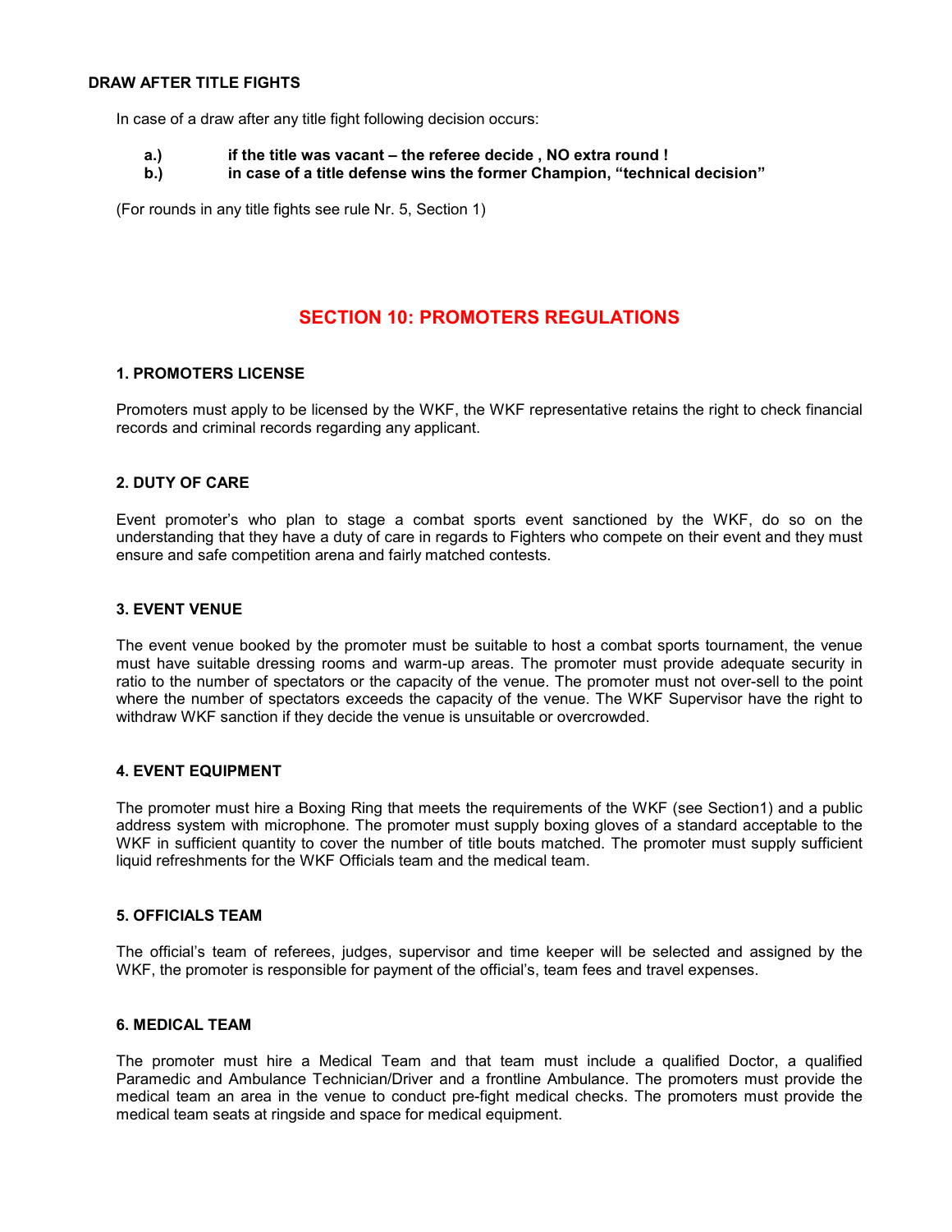**DRAW AFTER TITLE FIGHTS**

In case of a draw after any title fight following decision occurs:

- **a.) if the title was vacant – the referee decide , NO extra round !**
- **b.) in case of a title defense wins the former Champion, "technical decision"**

(For rounds in any title fights see rule Nr. 5, Section 1)

## SECTION 10: PROMOTERS REGULATIONS

### 1. PROMOTERS LICENSE

Promoters must apply to be licensed by the WKF, the WKF representative retains the right to check financial records and criminal records regarding any applicant.

### 2. DUTY OF CARE

Event promoter's who plan to stage a combat sports event sanctioned by the WKF, do so on the understanding that they have a duty of care in regards to Fighters who compete on their event and they must ensure and safe competition arena and fairly matched contests.

### 3. EVENT VENUE

The event venue booked by the promoter must be suitable to host a combat sports tournament, the venue must have suitable dressing rooms and warm-up areas. The promoter must provide adequate security in ratio to the number of spectators or the capacity of the venue. The promoter must not over-sell to the point where the number of spectators exceeds the capacity of the venue. The WKF Supervisor have the right to withdraw WKF sanction if they decide the venue is unsuitable or overcrowded.

### 4. EVENT EQUIPMENT

The promoter must hire a Boxing Ring that meets the requirements of the WKF (see Section1) and a public address system with microphone. The promoter must supply boxing gloves of a standard acceptable to the WKF in sufficient quantity to cover the number of title bouts matched. The promoter must supply sufficient liquid refreshments for the WKF Officials team and the medical team.

### 5. OFFICIALS TEAM

The official's team of referees, judges, supervisor and time keeper will be selected and assigned by the WKF, the promoter is responsible for payment of the official's, team fees and travel expenses.

### 6. MEDICAL TEAM

The promoter must hire a Medical Team and that team must include a qualified Doctor, a qualified Paramedic and Ambulance Technician/Driver and a frontline Ambulance. The promoters must provide the medical team an area in the venue to conduct pre-fight medical checks. The promoters must provide the medical team seats at ringside and space for medical equipment.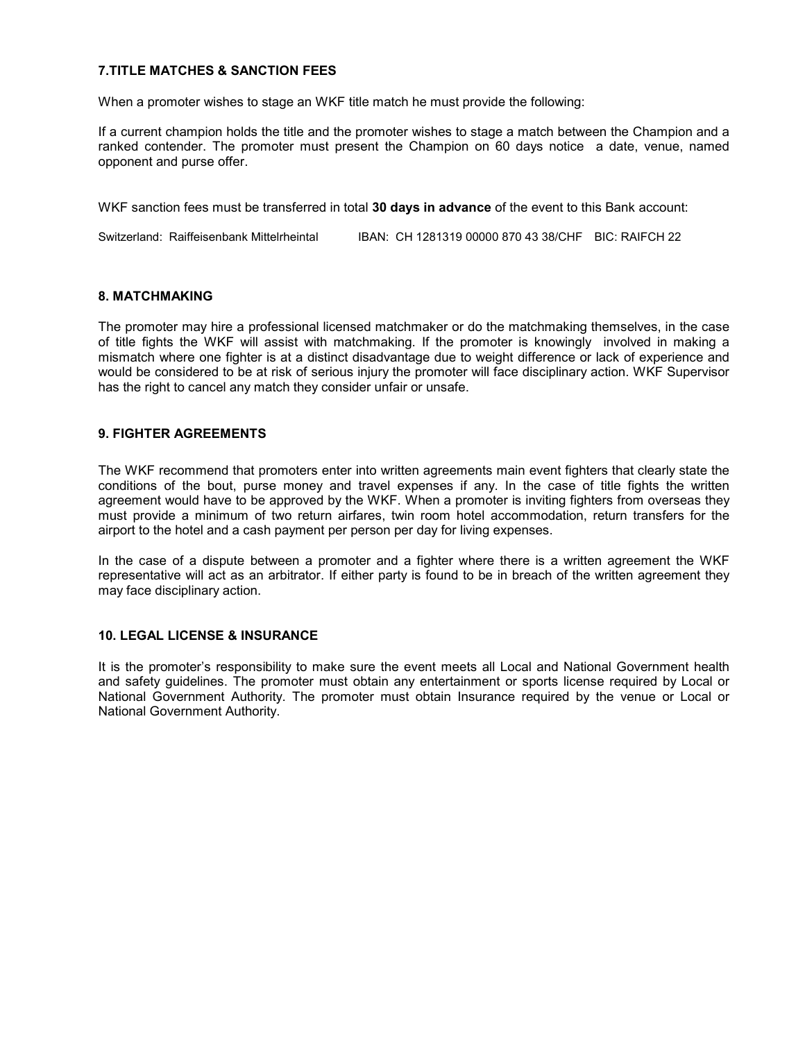## 7.TITLE MATCHES & SANCTION FEES

When a promoter wishes to stage an WKF title match he must provide the following:

If a current champion holds the title and the promoter wishes to stage a match between the Champion and a ranked contender. The promoter must present the Champion on 60 days notice a date, venue, named opponent and purse offer.

WKF sanction fees must be transferred in total **30 days in advance** of the event to this Bank account:

Switzerland: Raiffeisenbank Mittelrheintal IBAN: CH 1281319 00000 870 43 38/CHF BIC: RAIFCH 22

## 8. MATCHMAKING

The promoter may hire a professional licensed matchmaker or do the matchmaking themselves, in the case of title fights the WKF will assist with matchmaking. If the promoter is knowingly involved in making a mismatch where one fighter is at a distinct disadvantage due to weight difference or lack of experience and would be considered to be at risk of serious injury the promoter will face disciplinary action. WKF Supervisor has the right to cancel any match they consider unfair or unsafe.

## 9. FIGHTER AGREEMENTS

The WKF recommend that promoters enter into written agreements main event fighters that clearly state the conditions of the bout, purse money and travel expenses if any. In the case of title fights the written agreement would have to be approved by the WKF. When a promoter is inviting fighters from overseas they must provide a minimum of two return airfares, twin room hotel accommodation, return transfers for the airport to the hotel and a cash payment per person per day for living expenses.

In the case of a dispute between a promoter and a fighter where there is a written agreement the WKF representative will act as an arbitrator. If either party is found to be in breach of the written agreement they may face disciplinary action.

## 10. LEGAL LICENSE & INSURANCE

It is the promoter's responsibility to make sure the event meets all Local and National Government health and safety guidelines. The promoter must obtain any entertainment or sports license required by Local or National Government Authority. The promoter must obtain Insurance required by the venue or Local or National Government Authority.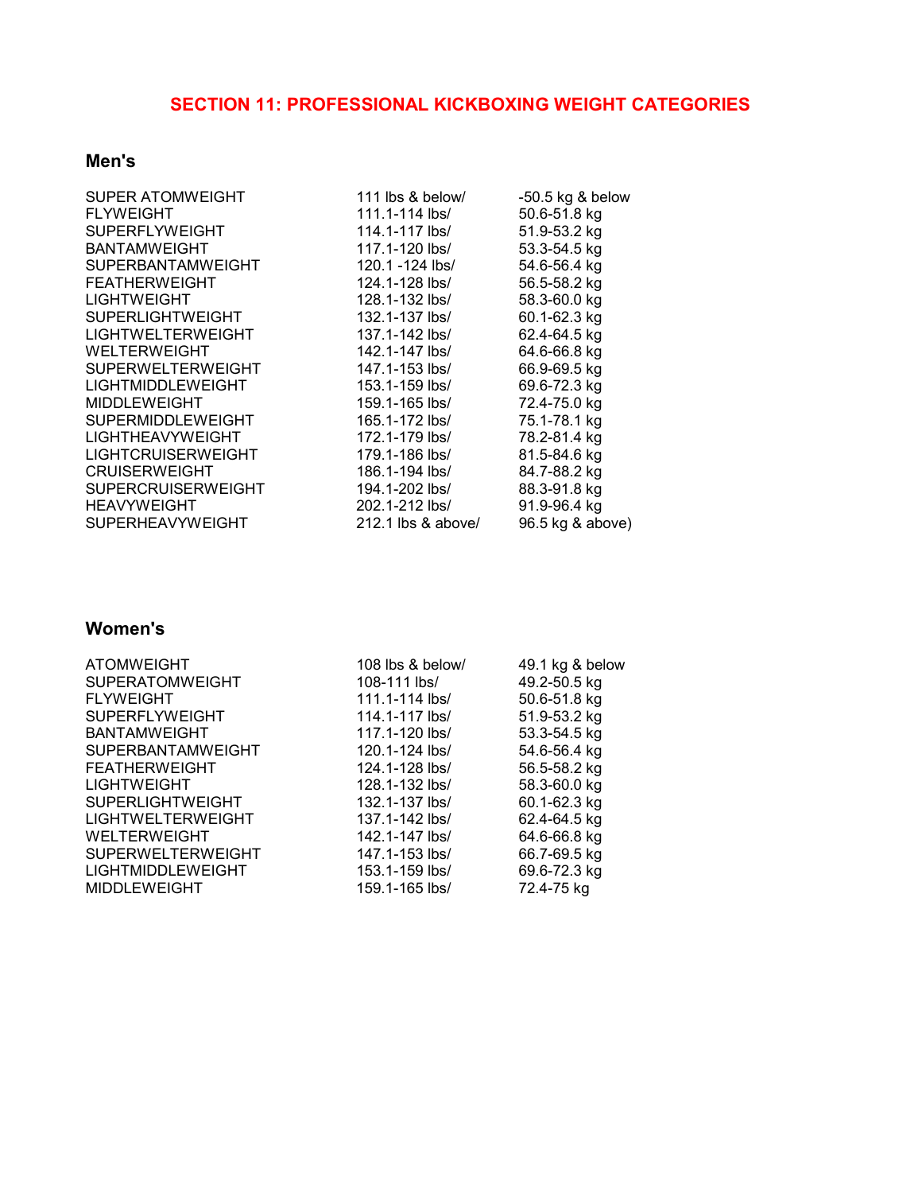## SECTION 11: PROFESSIONAL KICKBOXING WEIGHT CATEGORIES

### Men's

| | | |
|---|---|---|
| SUPER ATOMWEIGHT | 111 lbs & below/ | -50.5 kg & below |
| FLYWEIGHT | 111.1-114 lbs/ | 50.6-51.8 kg |
| SUPERFLYWEIGHT | 114.1-117 lbs/ | 51.9-53.2 kg |
| BANTAMWEIGHT | 117.1-120 lbs/ | 53.3-54.5 kg |
| SUPERBANTAMWEIGHT | 120.1 -124 lbs/ | 54.6-56.4 kg |
| FEATHERWEIGHT | 124.1-128 lbs/ | 56.5-58.2 kg |
| LIGHTWEIGHT | 128.1-132 lbs/ | 58.3-60.0 kg |
| SUPERLIGHTWEIGHT | 132.1-137 lbs/ | 60.1-62.3 kg |
| LIGHTWELTERWEIGHT | 137.1-142 lbs/ | 62.4-64.5 kg |
| WELTERWEIGHT | 142.1-147 lbs/ | 64.6-66.8 kg |
| SUPERWELTERWEIGHT | 147.1-153 lbs/ | 66.9-69.5 kg |
| LIGHTMIDDLEWEIGHT | 153.1-159 lbs/ | 69.6-72.3 kg |
| MIDDLEWEIGHT | 159.1-165 lbs/ | 72.4-75.0 kg |
| SUPERMIDDLEWEIGHT | 165.1-172 lbs/ | 75.1-78.1 kg |
| LIGHTHEAVYWEIGHT | 172.1-179 lbs/ | 78.2-81.4 kg |
| LIGHTCRUISERWEIGHT | 179.1-186 lbs/ | 81.5-84.6 kg |
| CRUISERWEIGHT | 186.1-194 lbs/ | 84.7-88.2 kg |
| SUPERCRUISERWEIGHT | 194.1-202 lbs/ | 88.3-91.8 kg |
| HEAVYWEIGHT | 202.1-212 lbs/ | 91.9-96.4 kg |
| SUPERHEAVYWEIGHT | 212.1 lbs & above/ | 96.5 kg & above) |

### Women's

| | | |
|---|---|---|
| ATOMWEIGHT | 108 lbs & below/ | 49.1 kg & below |
| SUPERATOMWEIGHT | 108-111 lbs/ | 49.2-50.5 kg |
| FLYWEIGHT | 111.1-114 lbs/ | 50.6-51.8 kg |
| SUPERFLYWEIGHT | 114.1-117 lbs/ | 51.9-53.2 kg |
| BANTAMWEIGHT | 117.1-120 lbs/ | 53.3-54.5 kg |
| SUPERBANTAMWEIGHT | 120.1-124 lbs/ | 54.6-56.4 kg |
| FEATHERWEIGHT | 124.1-128 lbs/ | 56.5-58.2 kg |
| LIGHTWEIGHT | 128.1-132 lbs/ | 58.3-60.0 kg |
| SUPERLIGHTWEIGHT | 132.1-137 lbs/ | 60.1-62.3 kg |
| LIGHTWELTERWEIGHT | 137.1-142 lbs/ | 62.4-64.5 kg |
| WELTERWEIGHT | 142.1-147 lbs/ | 64.6-66.8 kg |
| SUPERWELTERWEIGHT | 147.1-153 lbs/ | 66.7-69.5 kg |
| LIGHTMIDDLEWEIGHT | 153.1-159 lbs/ | 69.6-72.3 kg |
| MIDDLEWEIGHT | 159.1-165 lbs/ | 72.4-75 kg |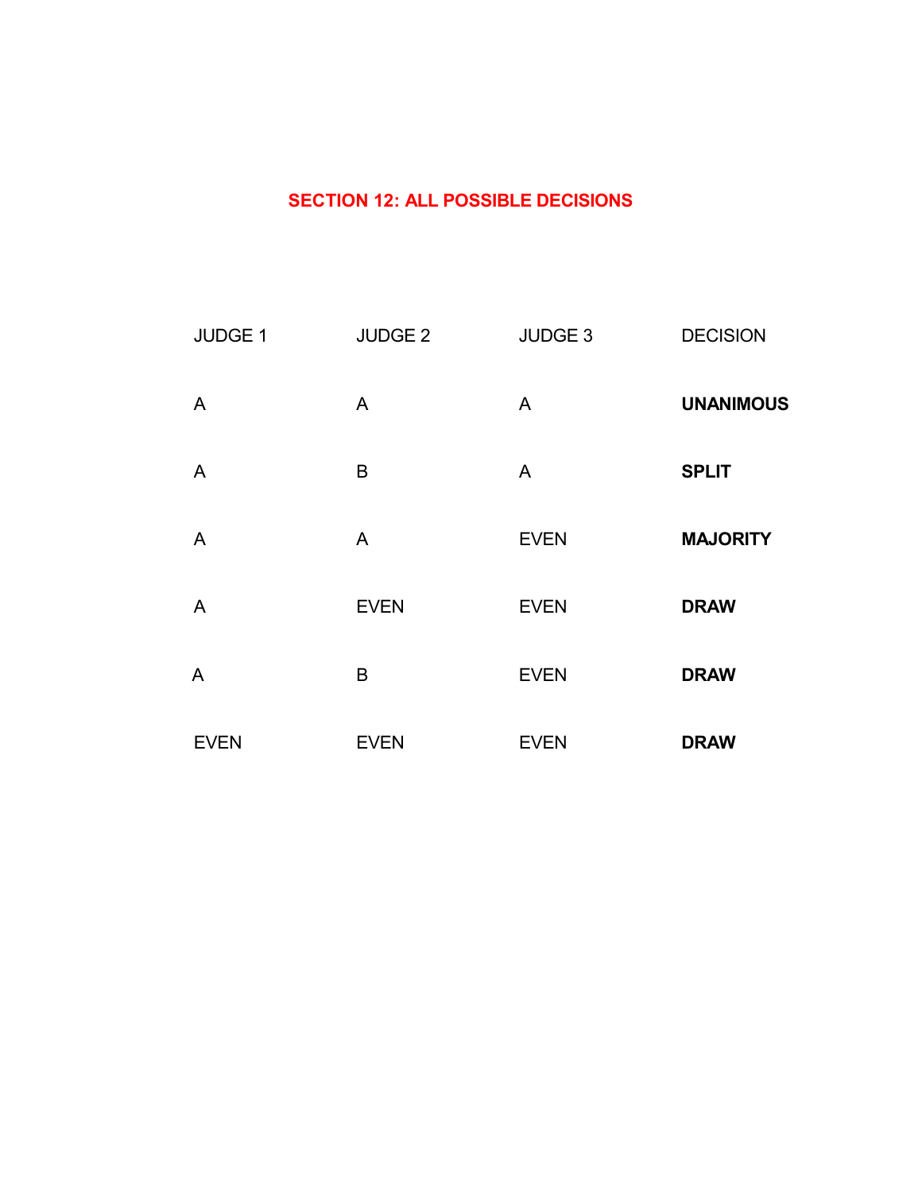## SECTION 12: ALL POSSIBLE DECISIONS

| JUDGE 1 | JUDGE 2 | JUDGE 3 | DECISION |
|---|---|---|---|
| A | A | A | **UNANIMOUS** |
| A | B | A | **SPLIT** |
| A | A | EVEN | **MAJORITY** |
| A | EVEN | EVEN | **DRAW** |
| A | B | EVEN | **DRAW** |
| EVEN | EVEN | EVEN | **DRAW** |